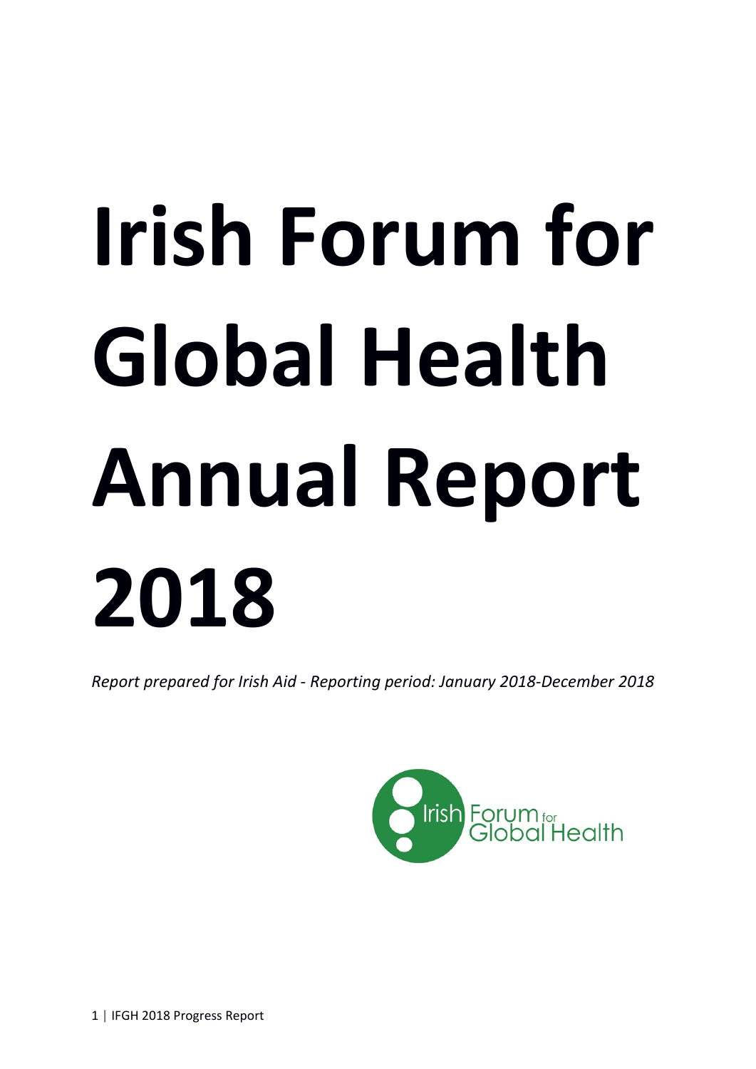# Irish Forum for Global Health Annual Report 2018

*Report prepared for Irish Aid - Reporting period: January 2018-December 2018*

Irish Forum for Global Health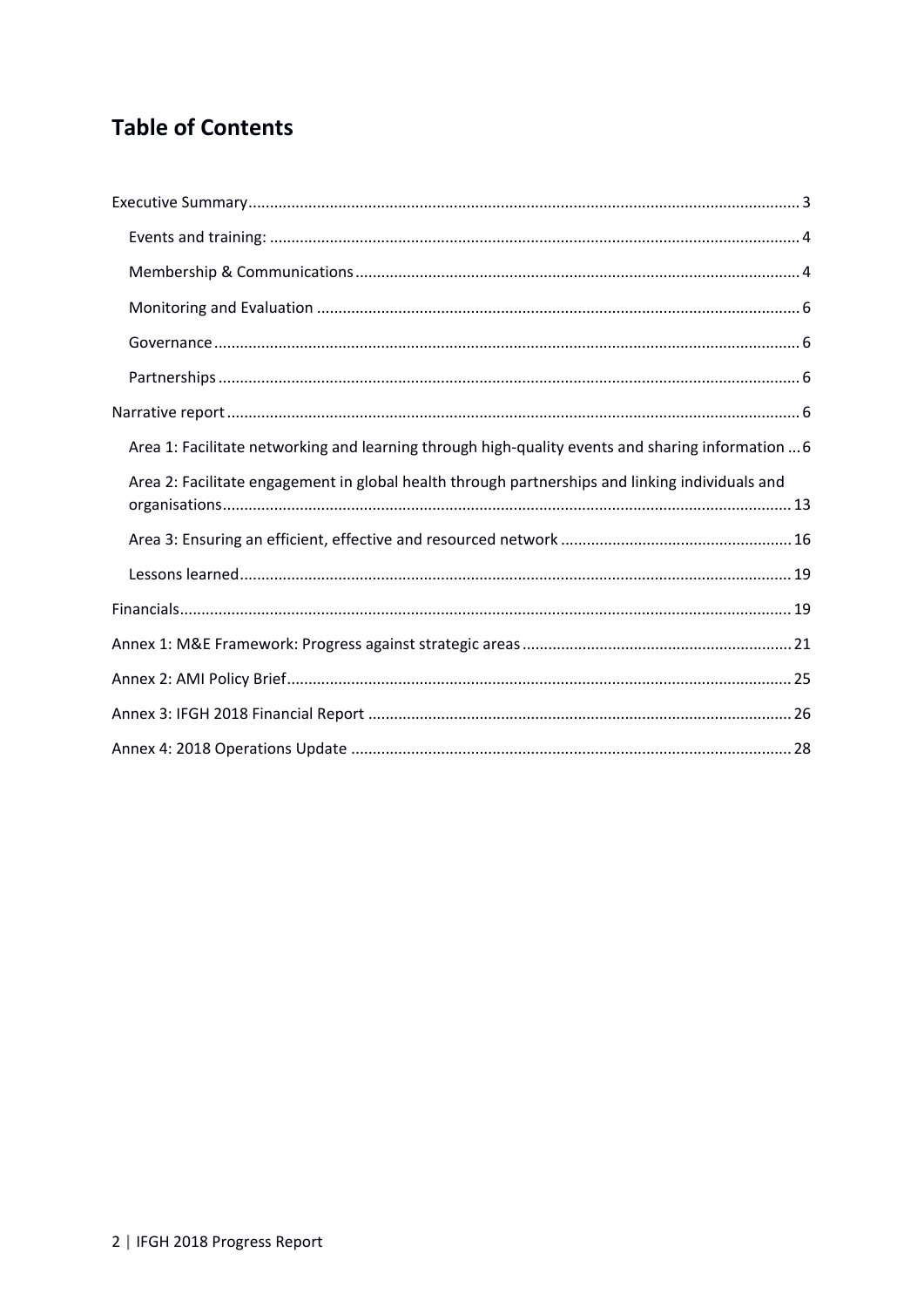# Table of Contents

Executive Summary ... 3

- Events and training: ... 4
- Membership & Communications ... 4
- Monitoring and Evaluation ... 6
- Governance ... 6
- Partnerships ... 6

Narrative report ... 6

- Area 1: Facilitate networking and learning through high-quality events and sharing information ... 6
- Area 2: Facilitate engagement in global health through partnerships and linking individuals and organisations ... 13
- Area 3: Ensuring an efficient, effective and resourced network ... 16
- Lessons learned ... 19

Financials ... 19

Annex 1: M&E Framework: Progress against strategic areas ... 21

Annex 2: AMI Policy Brief ... 25

Annex 3: IFGH 2018 Financial Report ... 26

Annex 4: 2018 Operations Update ... 28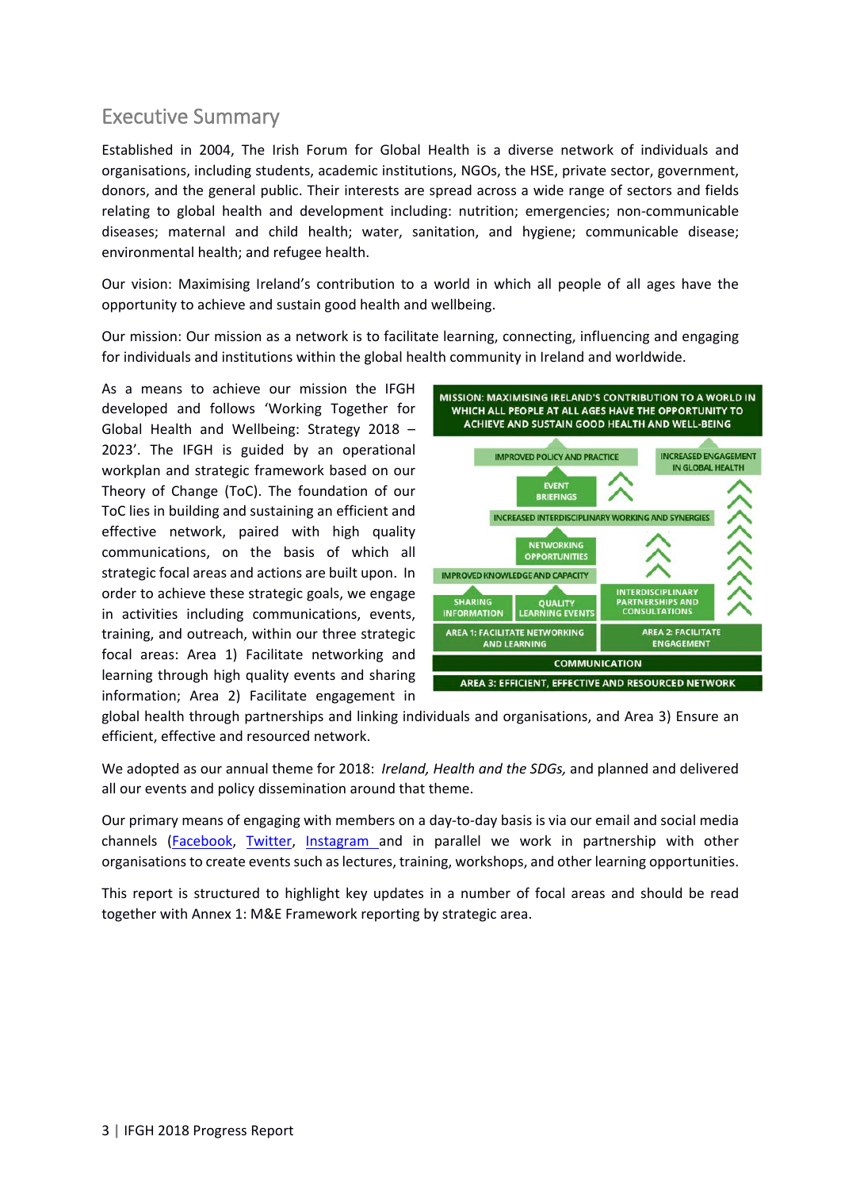## Executive Summary

Established in 2004, The Irish Forum for Global Health is a diverse network of individuals and organisations, including students, academic institutions, NGOs, the HSE, private sector, government, donors, and the general public. Their interests are spread across a wide range of sectors and fields relating to global health and development including: nutrition; emergencies; non-communicable diseases; maternal and child health; water, sanitation, and hygiene; communicable disease; environmental health; and refugee health.

Our vision: Maximising Ireland's contribution to a world in which all people of all ages have the opportunity to achieve and sustain good health and wellbeing.

Our mission: Our mission as a network is to facilitate learning, connecting, influencing and engaging for individuals and institutions within the global health community in Ireland and worldwide.

As a means to achieve our mission the IFGH developed and follows 'Working Together for Global Health and Wellbeing: Strategy 2018 – 2023'. The IFGH is guided by an operational workplan and strategic framework based on our Theory of Change (ToC). The foundation of our ToC lies in building and sustaining an efficient and effective network, paired with high quality communications, on the basis of which all strategic focal areas and actions are built upon. In order to achieve these strategic goals, we engage in activities including communications, events, training, and outreach, within our three strategic focal areas: Area 1) Facilitate networking and learning through high quality events and sharing information; Area 2) Facilitate engagement in global health through partnerships and linking individuals and organisations, and Area 3) Ensure an efficient, effective and resourced network.

We adopted as our annual theme for 2018: *Ireland, Health and the SDGs,* and planned and delivered all our events and policy dissemination around that theme.

Our primary means of engaging with members on a day-to-day basis is via our email and social media channels (Facebook, Twitter, Instagram and in parallel we work in partnership with other organisations to create events such as lectures, training, workshops, and other learning opportunities.

This report is structured to highlight key updates in a number of focal areas and should be read together with Annex 1: M&E Framework reporting by strategic area.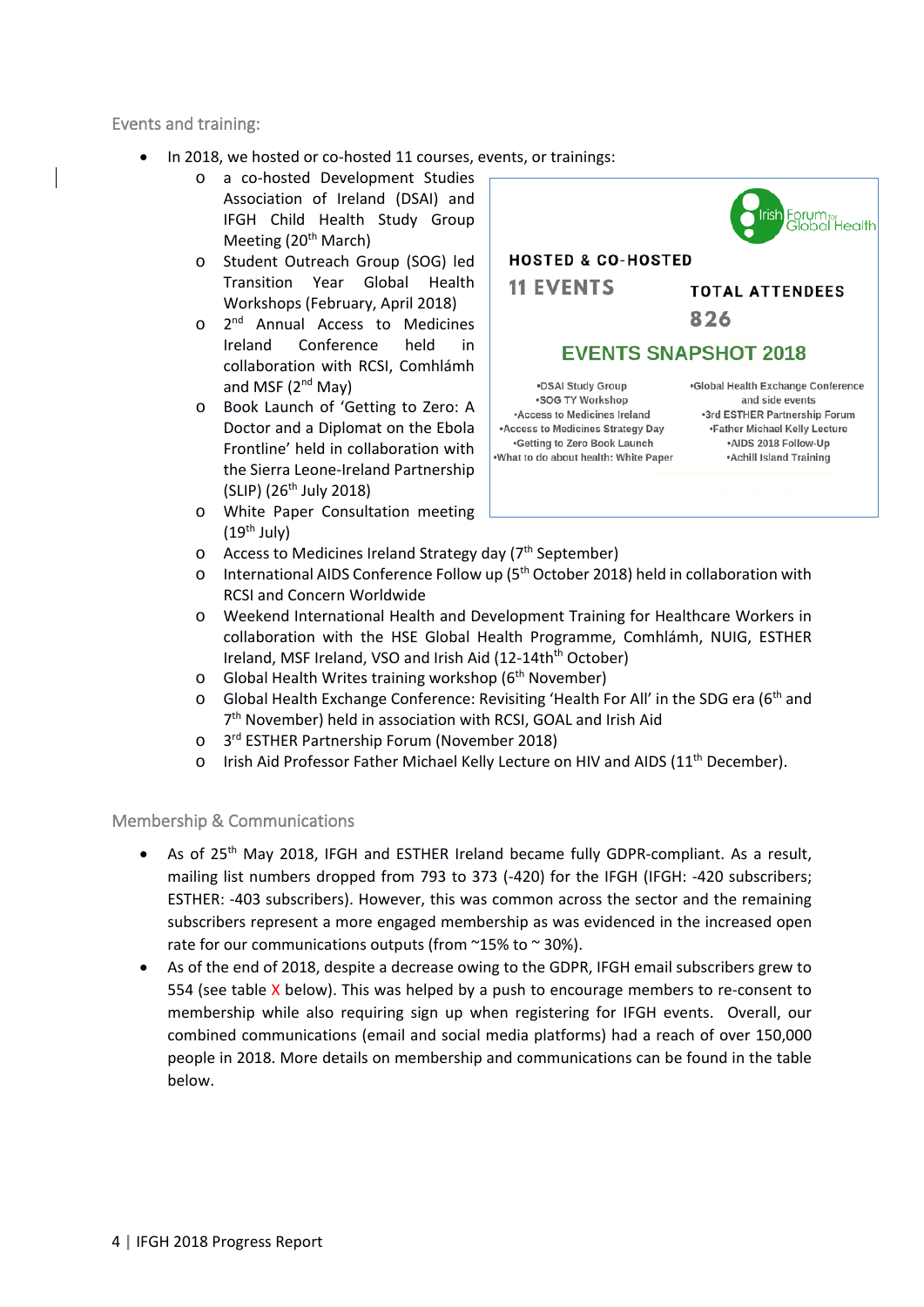## Events and training:

- In 2018, we hosted or co-hosted 11 courses, events, or trainings:
  - a co-hosted Development Studies Association of Ireland (DSAI) and IFGH Child Health Study Group Meeting (20th March)
  - Student Outreach Group (SOG) led Transition Year Global Health Workshops (February, April 2018)
  - 2nd Annual Access to Medicines Ireland Conference held in collaboration with RCSI, Comhlámh and MSF (2nd May)
  - Book Launch of 'Getting to Zero: A Doctor and a Diplomat on the Ebola Frontline' held in collaboration with the Sierra Leone-Ireland Partnership (SLIP) (26th July 2018)
  - White Paper Consultation meeting (19th July)
  - Access to Medicines Ireland Strategy day (7th September)
  - International AIDS Conference Follow up (5th October 2018) held in collaboration with RCSI and Concern Worldwide
  - Weekend International Health and Development Training for Healthcare Workers in collaboration with the HSE Global Health Programme, Comhlámh, NUIG, ESTHER Ireland, MSF Ireland, VSO and Irish Aid (12-14th October)
  - Global Health Writes training workshop (6th November)
  - Global Health Exchange Conference: Revisiting 'Health For All' in the SDG era (6th and 7th November) held in association with RCSI, GOAL and Irish Aid
  - 3rd ESTHER Partnership Forum (November 2018)
  - Irish Aid Professor Father Michael Kelly Lecture on HIV and AIDS (11th December).

Irish Forum for Global Health

**HOSTED & CO-HOSTED**
**11 EVENTS**

**TOTAL ATTENDEES**
**826**

**EVENTS SNAPSHOT 2018**

| | |
|---|---|
| •DSAI Study Group | •Global Health Exchange Conference and side events |
| •SOG TY Workshop | •3rd ESTHER Partnership Forum |
| •Access to Medicines Ireland | •Father Michael Kelly Lecture |
| •Access to Medicines Strategy Day | •AIDS 2018 Follow-Up |
| •Getting to Zero Book Launch | •Achill Island Training |
| •What to do about health: White Paper | |

## Membership & Communications

- As of 25th May 2018, IFGH and ESTHER Ireland became fully GDPR-compliant. As a result, mailing list numbers dropped from 793 to 373 (-420) for the IFGH (IFGH: -420 subscribers; ESTHER: -403 subscribers). However, this was common across the sector and the remaining subscribers represent a more engaged membership as was evidenced in the increased open rate for our communications outputs (from ~15% to ~ 30%).
- As of the end of 2018, despite a decrease owing to the GDPR, IFGH email subscribers grew to 554 (see table X below). This was helped by a push to encourage members to re-consent to membership while also requiring sign up when registering for IFGH events. Overall, our combined communications (email and social media platforms) had a reach of over 150,000 people in 2018. More details on membership and communications can be found in the table below.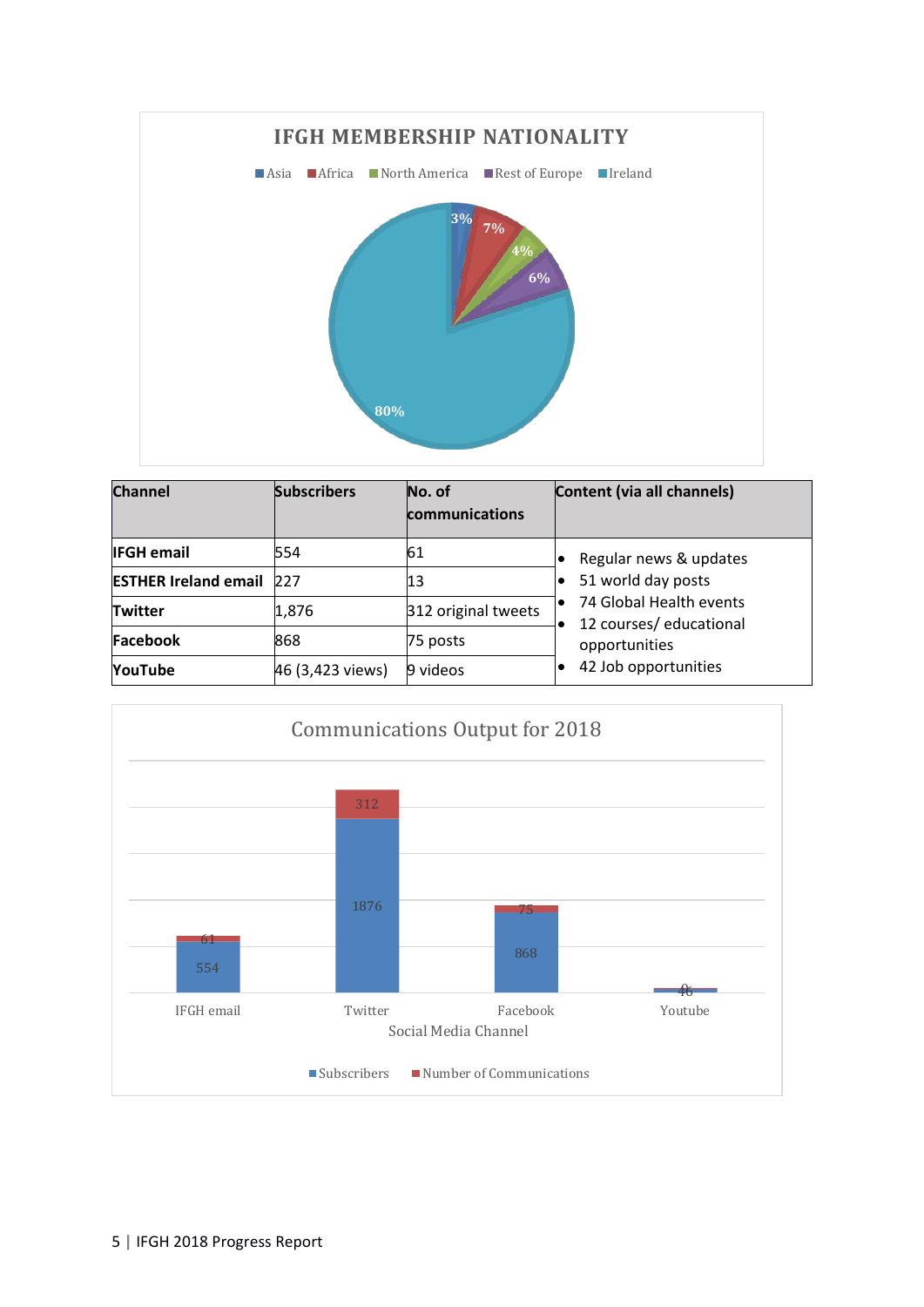**IFGH MEMBERSHIP NATIONALITY**

Asia | Africa | North America | Rest of Europe | Ireland

3% | 7% | 4% | 6% | 80%

| Channel | Subscribers | No. of communications | Content (via all channels) |
|---|---|---|---|
| **IFGH email** | 554 | 61 | • Regular news & updates<br>• 51 world day posts<br>• 74 Global Health events<br>• 12 courses/ educational opportunities<br>• 42 Job opportunities |
| **ESTHER Ireland email** | 227 | 13 | |
| **Twitter** | 1,876 | 312 original tweets | |
| **Facebook** | 868 | 75 posts | |
| **YouTube** | 46 (3,423 views) | 9 videos | |

**Communications Output for 2018**

| Social Media Channel | Subscribers | Number of Communications |
|---|---|---|
| IFGH email | 554 | 61 |
| Twitter | 1876 | 312 |
| Facebook | 868 | 75 |
| Youtube | 46 | 9 |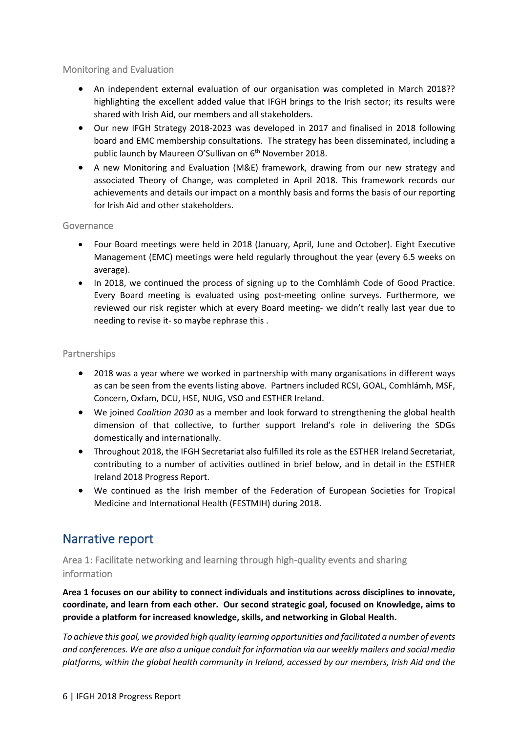### Monitoring and Evaluation

- An independent external evaluation of our organisation was completed in March 2018?? highlighting the excellent added value that IFGH brings to the Irish sector; its results were shared with Irish Aid, our members and all stakeholders.
- Our new IFGH Strategy 2018-2023 was developed in 2017 and finalised in 2018 following board and EMC membership consultations. The strategy has been disseminated, including a public launch by Maureen O'Sullivan on 6th November 2018.
- A new Monitoring and Evaluation (M&E) framework, drawing from our new strategy and associated Theory of Change, was completed in April 2018. This framework records our achievements and details our impact on a monthly basis and forms the basis of our reporting for Irish Aid and other stakeholders.

### Governance

- Four Board meetings were held in 2018 (January, April, June and October). Eight Executive Management (EMC) meetings were held regularly throughout the year (every 6.5 weeks on average).
- In 2018, we continued the process of signing up to the Comhlámh Code of Good Practice. Every Board meeting is evaluated using post-meeting online surveys. Furthermore, we reviewed our risk register which at every Board meeting- we didn't really last year due to needing to revise it- so maybe rephrase this .

### Partnerships

- 2018 was a year where we worked in partnership with many organisations in different ways as can be seen from the events listing above. Partners included RCSI, GOAL, Comhlámh, MSF, Concern, Oxfam, DCU, HSE, NUIG, VSO and ESTHER Ireland.
- We joined *Coalition 2030* as a member and look forward to strengthening the global health dimension of that collective, to further support Ireland's role in delivering the SDGs domestically and internationally.
- Throughout 2018, the IFGH Secretariat also fulfilled its role as the ESTHER Ireland Secretariat, contributing to a number of activities outlined in brief below, and in detail in the ESTHER Ireland 2018 Progress Report.
- We continued as the Irish member of the Federation of European Societies for Tropical Medicine and International Health (FESTMIH) during 2018.

## Narrative report

### Area 1: Facilitate networking and learning through high-quality events and sharing information

**Area 1 focuses on our ability to connect individuals and institutions across disciplines to innovate, coordinate, and learn from each other. Our second strategic goal, focused on Knowledge, aims to provide a platform for increased knowledge, skills, and networking in Global Health.**

*To achieve this goal, we provided high quality learning opportunities and facilitated a number of events and conferences. We are also a unique conduit for information via our weekly mailers and social media platforms, within the global health community in Ireland, accessed by our members, Irish Aid and the*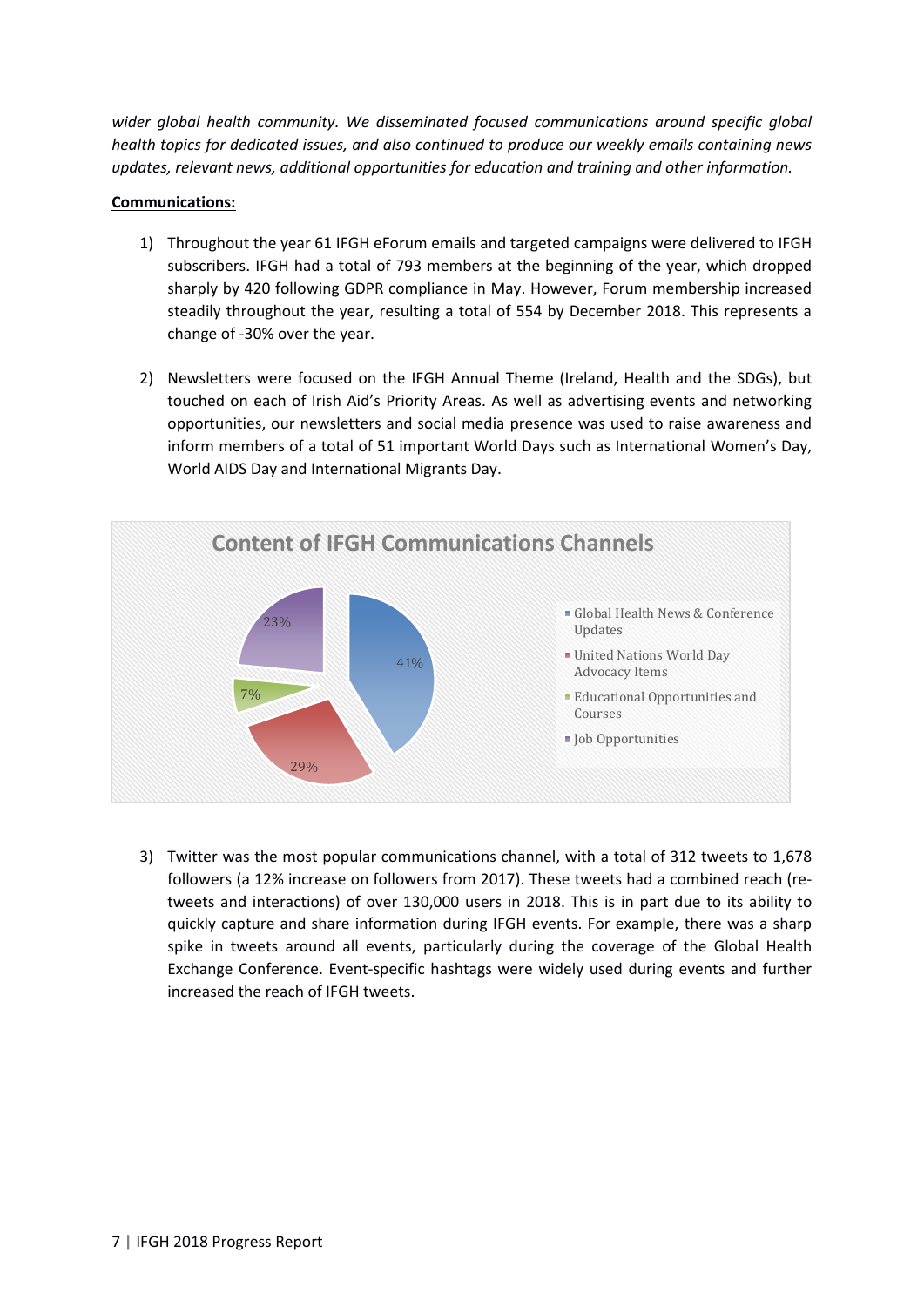*wider global health community. We disseminated focused communications around specific global health topics for dedicated issues, and also continued to produce our weekly emails containing news updates, relevant news, additional opportunities for education and training and other information.*

**Communications:**

1) Throughout the year 61 IFGH eForum emails and targeted campaigns were delivered to IFGH subscribers. IFGH had a total of 793 members at the beginning of the year, which dropped sharply by 420 following GDPR compliance in May. However, Forum membership increased steadily throughout the year, resulting a total of 554 by December 2018. This represents a change of -30% over the year.

2) Newsletters were focused on the IFGH Annual Theme (Ireland, Health and the SDGs), but touched on each of Irish Aid's Priority Areas. As well as advertising events and networking opportunities, our newsletters and social media presence was used to raise awareness and inform members of a total of 51 important World Days such as International Women's Day, World AIDS Day and International Migrants Day.

**Content of IFGH Communications Channels**

| Category | Share |
| --- | --- |
| Global Health News & Conference Updates | 41% |
| United Nations World Day Advocacy Items | 29% |
| Educational Opportunities and Courses | 7% |
| Job Opportunities | 23% |

3) Twitter was the most popular communications channel, with a total of 312 tweets to 1,678 followers (a 12% increase on followers from 2017). These tweets had a combined reach (re-tweets and interactions) of over 130,000 users in 2018. This is in part due to its ability to quickly capture and share information during IFGH events. For example, there was a sharp spike in tweets around all events, particularly during the coverage of the Global Health Exchange Conference. Event-specific hashtags were widely used during events and further increased the reach of IFGH tweets.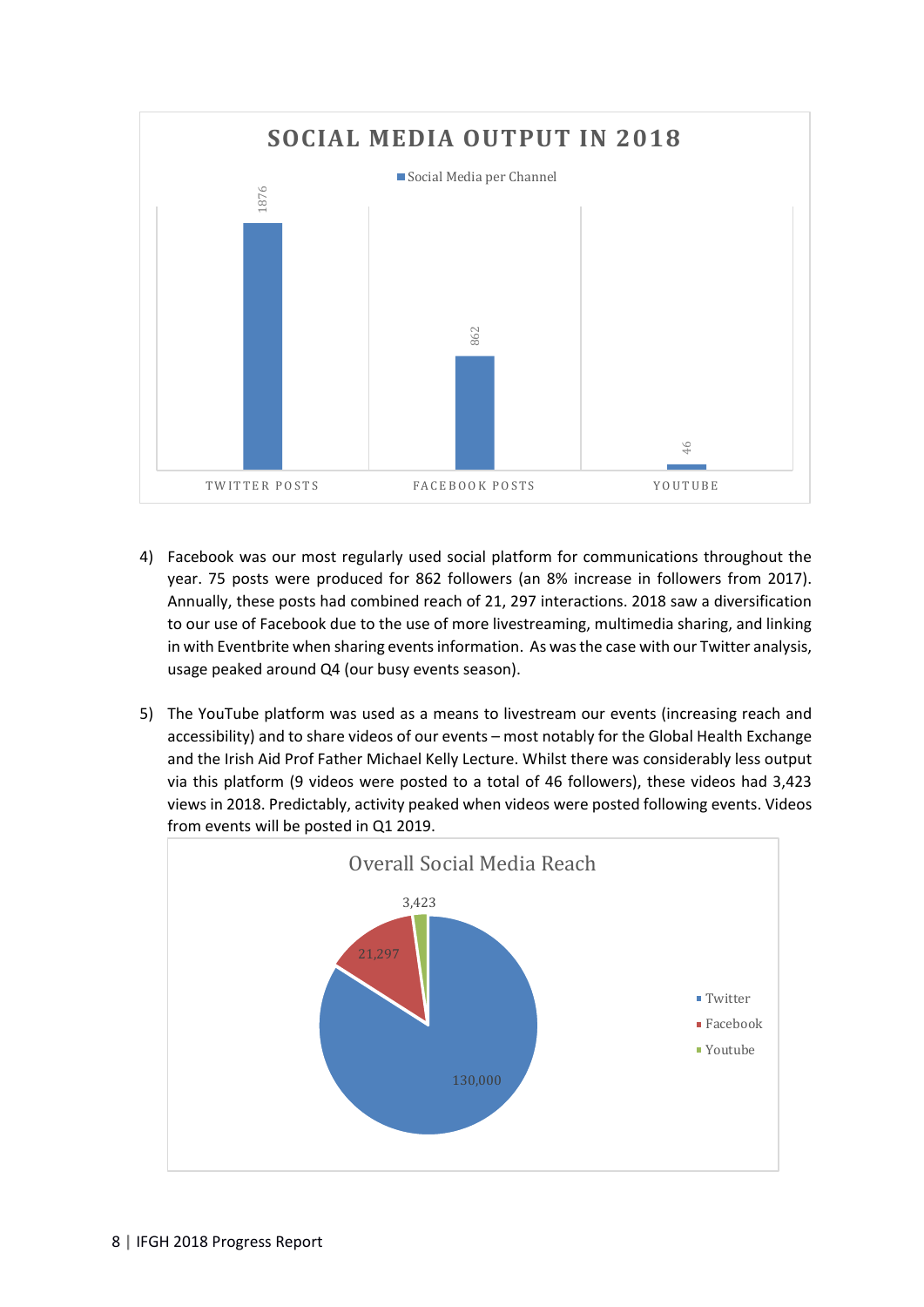4) Facebook was our most regularly used social platform for communications throughout the year. 75 posts were produced for 862 followers (an 8% increase in followers from 2017). Annually, these posts had combined reach of 21, 297 interactions. 2018 saw a diversification to our use of Facebook due to the use of more livestreaming, multimedia sharing, and linking in with Eventbrite when sharing events information. As was the case with our Twitter analysis, usage peaked around Q4 (our busy events season).

5) The YouTube platform was used as a means to livestream our events (increasing reach and accessibility) and to share videos of our events – most notably for the Global Health Exchange and the Irish Aid Prof Father Michael Kelly Lecture. Whilst there was considerably less output via this platform (9 videos were posted to a total of 46 followers), these videos had 3,423 views in 2018. Predictably, activity peaked when videos were posted following events. Videos from events will be posted in Q1 2019.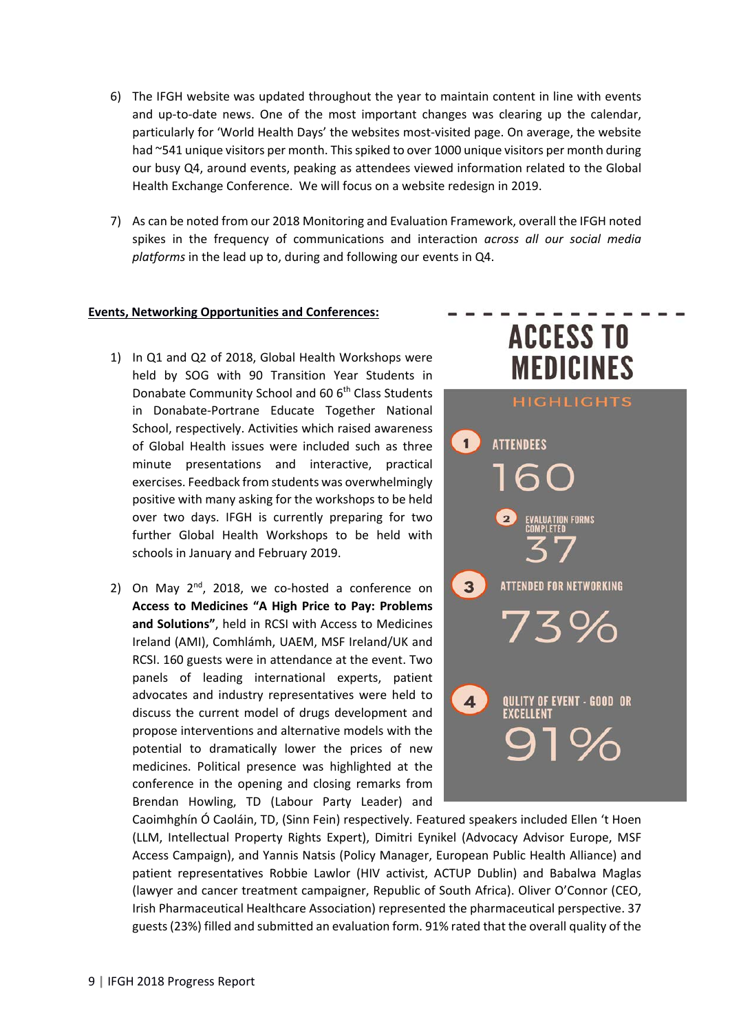6) The IFGH website was updated throughout the year to maintain content in line with events and up-to-date news. One of the most important changes was clearing up the calendar, particularly for 'World Health Days' the websites most-visited page. On average, the website had ~541 unique visitors per month. This spiked to over 1000 unique visitors per month during our busy Q4, around events, peaking as attendees viewed information related to the Global Health Exchange Conference. We will focus on a website redesign in 2019.

7) As can be noted from our 2018 Monitoring and Evaluation Framework, overall the IFGH noted spikes in the frequency of communications and interaction *across all our social media platforms* in the lead up to, during and following our events in Q4.

**Events, Networking Opportunities and Conferences:**

1) In Q1 and Q2 of 2018, Global Health Workshops were held by SOG with 90 Transition Year Students in Donabate Community School and 60 6th Class Students in Donabate-Portrane Educate Together National School, respectively. Activities which raised awareness of Global Health issues were included such as three minute presentations and interactive, practical exercises. Feedback from students was overwhelmingly positive with many asking for the workshops to be held over two days. IFGH is currently preparing for two further Global Health Workshops to be held with schools in January and February 2019.

2) On May 2nd, 2018, we co-hosted a conference on **Access to Medicines "A High Price to Pay: Problems and Solutions"**, held in RCSI with Access to Medicines Ireland (AMI), Comhlámh, UAEM, MSF Ireland/UK and RCSI. 160 guests were in attendance at the event. Two panels of leading international experts, patient advocates and industry representatives were held to discuss the current model of drugs development and propose interventions and alternative models with the potential to dramatically lower the prices of new medicines. Political presence was highlighted at the conference in the opening and closing remarks from Brendan Howling, TD (Labour Party Leader) and Caoimhghín Ó Caoláin, TD, (Sinn Fein) respectively. Featured speakers included Ellen 't Hoen (LLM, Intellectual Property Rights Expert), Dimitri Eynikel (Advocacy Advisor Europe, MSF Access Campaign), and Yannis Natsis (Policy Manager, European Public Health Alliance) and patient representatives Robbie Lawlor (HIV activist, ACTUP Dublin) and Babalwa Maglas (lawyer and cancer treatment campaigner, Republic of South Africa). Oliver O'Connor (CEO, Irish Pharmaceutical Healthcare Association) represented the pharmaceutical perspective. 37 guests (23%) filled and submitted an evaluation form. 91% rated that the overall quality of the

**ACCESS TO MEDICINES**

HIGHLIGHTS

1. ATTENDEES: 160
2. EVALUATION FORMS COMPLETED: 37
3. ATTENDED FOR NETWORKING: 73%
4. QULITY OF EVENT - GOOD OR EXCELLENT: 91%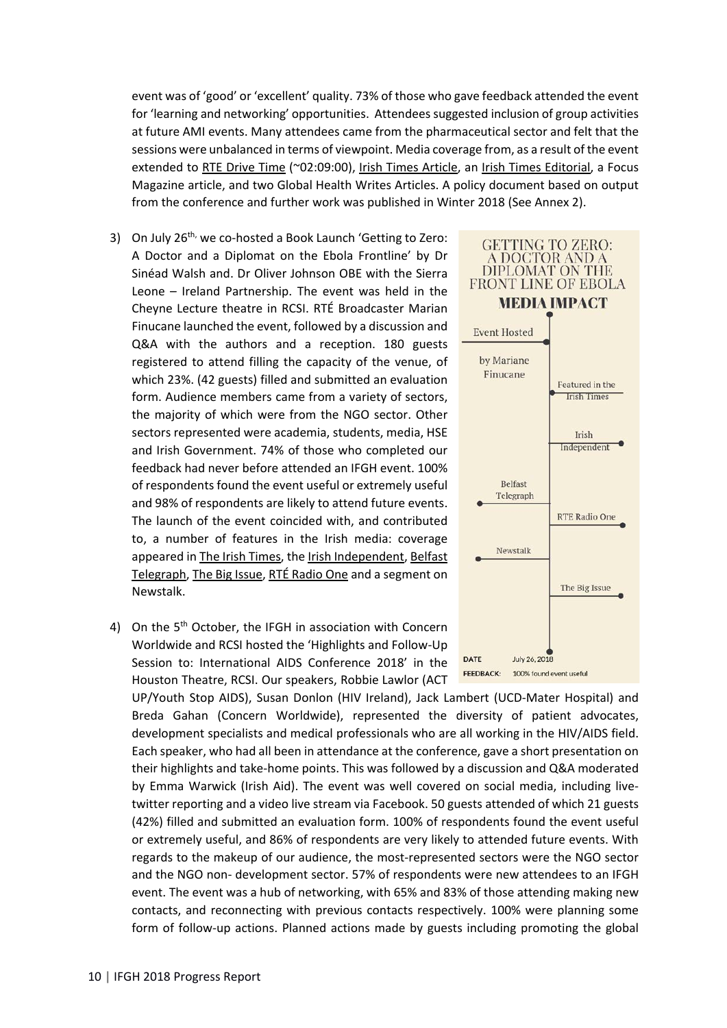event was of 'good' or 'excellent' quality. 73% of those who gave feedback attended the event for 'learning and networking' opportunities. Attendees suggested inclusion of group activities at future AMI events. Many attendees came from the pharmaceutical sector and felt that the sessions were unbalanced in terms of viewpoint. Media coverage from, as a result of the event extended to RTE Drive Time (~02:09:00), Irish Times Article, an Irish Times Editorial, a Focus Magazine article, and two Global Health Writes Articles. A policy document based on output from the conference and further work was published in Winter 2018 (See Annex 2).

3) On July 26th, we co-hosted a Book Launch 'Getting to Zero: A Doctor and a Diplomat on the Ebola Frontline' by Dr Sinéad Walsh and. Dr Oliver Johnson OBE with the Sierra Leone – Ireland Partnership. The event was held in the Cheyne Lecture theatre in RCSI. RTÉ Broadcaster Marian Finucane launched the event, followed by a discussion and Q&A with the authors and a reception. 180 guests registered to attend filling the capacity of the venue, of which 23%. (42 guests) filled and submitted an evaluation form. Audience members came from a variety of sectors, the majority of which were from the NGO sector. Other sectors represented were academia, students, media, HSE and Irish Government. 74% of those who completed our feedback had never before attended an IFGH event. 100% of respondents found the event useful or extremely useful and 98% of respondents are likely to attend future events. The launch of the event coincided with, and contributed to, a number of features in the Irish media: coverage appeared in The Irish Times, the Irish Independent, Belfast Telegraph, The Big Issue, RTÉ Radio One and a segment on Newstalk.

GETTING TO ZERO: A DOCTOR AND A DIPLOMAT ON THE FRONT LINE OF EBOLA

**MEDIA IMPACT**

- Event Hosted by Mariane Finucane
- Featured in the Irish Times
- Irish Independent
- Belfast Telegraph
- RTE Radio One
- Newstalk
- The Big Issue

DATE July 26, 2018

FEEDBACK: 100% found event useful

4) On the 5th October, the IFGH in association with Concern Worldwide and RCSI hosted the 'Highlights and Follow-Up Session to: International AIDS Conference 2018' in the Houston Theatre, RCSI. Our speakers, Robbie Lawlor (ACT UP/Youth Stop AIDS), Susan Donlon (HIV Ireland), Jack Lambert (UCD-Mater Hospital) and Breda Gahan (Concern Worldwide), represented the diversity of patient advocates, development specialists and medical professionals who are all working in the HIV/AIDS field. Each speaker, who had all been in attendance at the conference, gave a short presentation on their highlights and take-home points. This was followed by a discussion and Q&A moderated by Emma Warwick (Irish Aid). The event was well covered on social media, including live-twitter reporting and a video live stream via Facebook. 50 guests attended of which 21 guests (42%) filled and submitted an evaluation form. 100% of respondents found the event useful or extremely useful, and 86% of respondents are very likely to attended future events. With regards to the makeup of our audience, the most-represented sectors were the NGO sector and the NGO non- development sector. 57% of respondents were new attendees to an IFGH event. The event was a hub of networking, with 65% and 83% of those attending making new contacts, and reconnecting with previous contacts respectively. 100% were planning some form of follow-up actions. Planned actions made by guests including promoting the global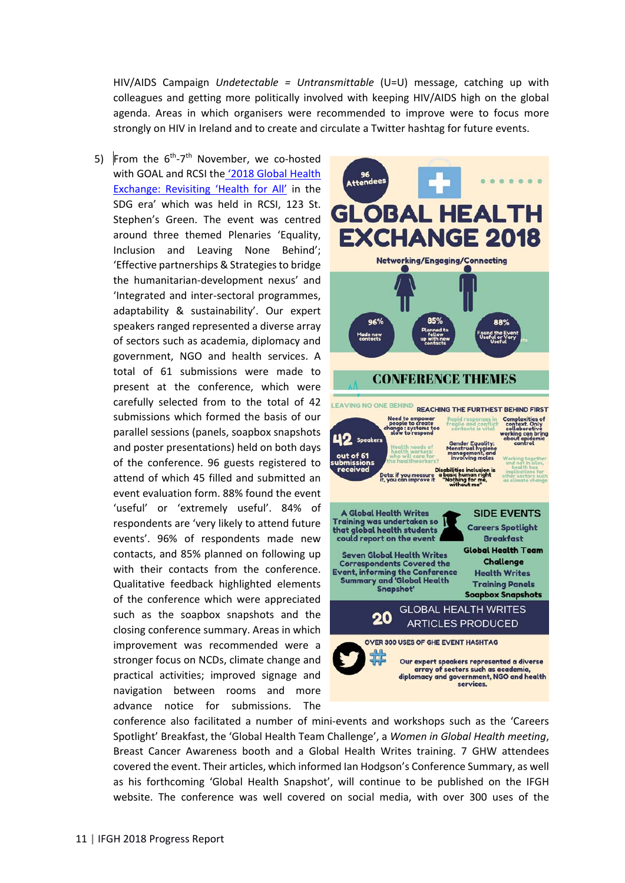HIV/AIDS Campaign *Undetectable = Untransmittable* (U=U) message, catching up with colleagues and getting more politically involved with keeping HIV/AIDS high on the global agenda. Areas in which organisers were recommended to improve were to focus more strongly on HIV in Ireland and to create and circulate a Twitter hashtag for future events.

5) From the 6th-7th November, we co-hosted with GOAL and RCSI the '2018 Global Health Exchange: Revisiting 'Health for All' in the SDG era' which was held in RCSI, 123 St. Stephen's Green. The event was centred around three themed Plenaries 'Equality, Inclusion and Leaving None Behind'; 'Effective partnerships & Strategies to bridge the humanitarian-development nexus' and 'Integrated and inter-sectoral programmes, adaptability & sustainability'. Our expert speakers ranged represented a diverse array of sectors such as academia, diplomacy and government, NGO and health services. A total of 61 submissions were made to present at the conference, which were carefully selected from to the total of 42 submissions which formed the basis of our parallel sessions (panels, soapbox snapshots and poster presentations) held on both days of the conference. 96 guests registered to attend of which 45 filled and submitted an event evaluation form. 88% found the event 'useful' or 'extremely useful'. 84% of respondents are 'very likely to attend future events'. 96% of respondents made new contacts, and 85% planned on following up with their contacts from the conference. Qualitative feedback highlighted elements of the conference which were appreciated such as the soapbox snapshots and the closing conference summary. Areas in which improvement was recommended were a stronger focus on NCDs, climate change and practical activities; improved signage and navigation between rooms and more advance notice for submissions. The conference also facilitated a number of mini-events and workshops such as the 'Careers Spotlight' Breakfast, the 'Global Health Team Challenge', a *Women in Global Health meeting*, Breast Cancer Awareness booth and a Global Health Writes training. 7 GHW attendees covered the event. Their articles, which informed Ian Hodgson's Conference Summary, as well as his forthcoming 'Global Health Snapshot', will continue to be published on the IFGH website. The conference was well covered on social media, with over 300 uses of the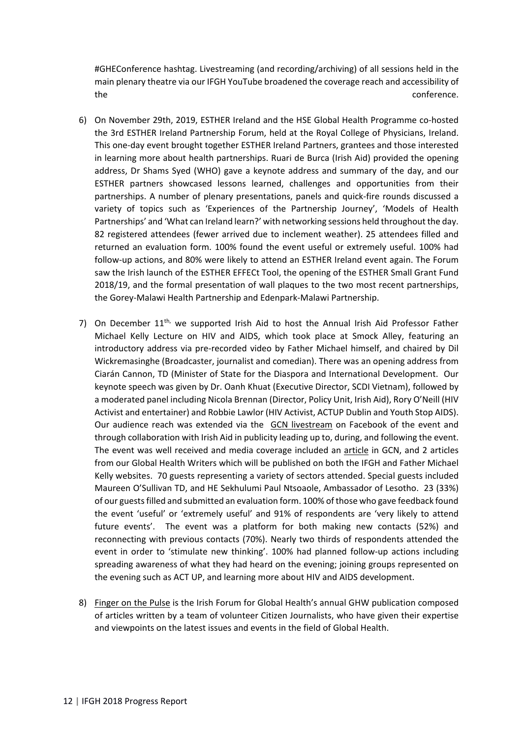#GHEConference hashtag. Livestreaming (and recording/archiving) of all sessions held in the main plenary theatre via our IFGH YouTube broadened the coverage reach and accessibility of the conference.

6) On November 29th, 2019, ESTHER Ireland and the HSE Global Health Programme co-hosted the 3rd ESTHER Ireland Partnership Forum, held at the Royal College of Physicians, Ireland. This one-day event brought together ESTHER Ireland Partners, grantees and those interested in learning more about health partnerships. Ruari de Burca (Irish Aid) provided the opening address, Dr Shams Syed (WHO) gave a keynote address and summary of the day, and our ESTHER partners showcased lessons learned, challenges and opportunities from their partnerships. A number of plenary presentations, panels and quick-fire rounds discussed a variety of topics such as 'Experiences of the Partnership Journey', 'Models of Health Partnerships' and 'What can Ireland learn?' with networking sessions held throughout the day. 82 registered attendees (fewer arrived due to inclement weather). 25 attendees filled and returned an evaluation form. 100% found the event useful or extremely useful. 100% had follow-up actions, and 80% were likely to attend an ESTHER Ireland event again. The Forum saw the Irish launch of the ESTHER EFFECt Tool, the opening of the ESTHER Small Grant Fund 2018/19, and the formal presentation of wall plaques to the two most recent partnerships, the Gorey-Malawi Health Partnership and Edenpark-Malawi Partnership.

7) On December 11th, we supported Irish Aid to host the Annual Irish Aid Professor Father Michael Kelly Lecture on HIV and AIDS, which took place at Smock Alley, featuring an introductory address via pre-recorded video by Father Michael himself, and chaired by Dil Wickremasinghe (Broadcaster, journalist and comedian). There was an opening address from Ciarán Cannon, TD (Minister of State for the Diaspora and International Development. Our keynote speech was given by Dr. Oanh Khuat (Executive Director, SCDI Vietnam), followed by a moderated panel including Nicola Brennan (Director, Policy Unit, Irish Aid), Rory O'Neill (HIV Activist and entertainer) and Robbie Lawlor (HIV Activist, ACTUP Dublin and Youth Stop AIDS). Our audience reach was extended via the GCN livestream on Facebook of the event and through collaboration with Irish Aid in publicity leading up to, during, and following the event. The event was well received and media coverage included an article in GCN, and 2 articles from our Global Health Writers which will be published on both the IFGH and Father Michael Kelly websites. 70 guests representing a variety of sectors attended. Special guests included Maureen O'Sullivan TD, and HE Sekhulumi Paul Ntsoaole, Ambassador of Lesotho. 23 (33%) of our guests filled and submitted an evaluation form. 100% of those who gave feedback found the event 'useful' or 'extremely useful' and 91% of respondents are 'very likely to attend future events'. The event was a platform for both making new contacts (52%) and reconnecting with previous contacts (70%). Nearly two thirds of respondents attended the event in order to 'stimulate new thinking'. 100% had planned follow-up actions including spreading awareness of what they had heard on the evening; joining groups represented on the evening such as ACT UP, and learning more about HIV and AIDS development.

8) Finger on the Pulse is the Irish Forum for Global Health's annual GHW publication composed of articles written by a team of volunteer Citizen Journalists, who have given their expertise and viewpoints on the latest issues and events in the field of Global Health.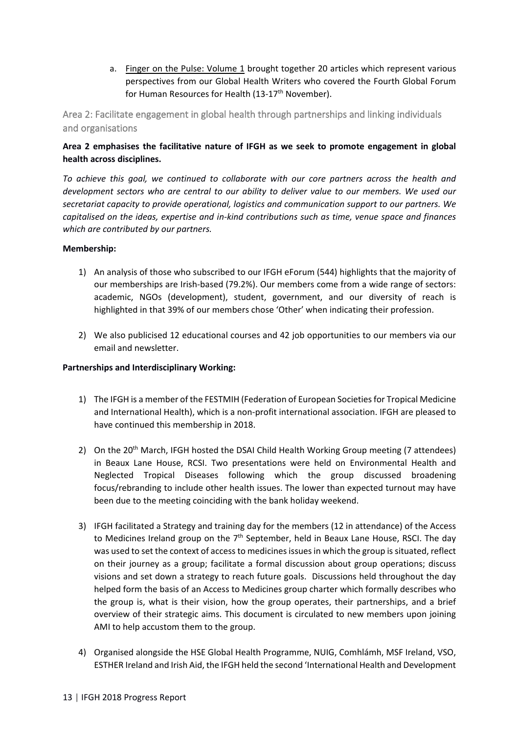a. Finger on the Pulse: Volume 1 brought together 20 articles which represent various perspectives from our Global Health Writers who covered the Fourth Global Forum for Human Resources for Health (13-17th November).

## Area 2: Facilitate engagement in global health through partnerships and linking individuals and organisations

**Area 2 emphasises the facilitative nature of IFGH as we seek to promote engagement in global health across disciplines.**

*To achieve this goal, we continued to collaborate with our core partners across the health and development sectors who are central to our ability to deliver value to our members. We used our secretariat capacity to provide operational, logistics and communication support to our partners. We capitalised on the ideas, expertise and in-kind contributions such as time, venue space and finances which are contributed by our partners.*

**Membership:**

1) An analysis of those who subscribed to our IFGH eForum (544) highlights that the majority of our memberships are Irish-based (79.2%). Our members come from a wide range of sectors: academic, NGOs (development), student, government, and our diversity of reach is highlighted in that 39% of our members chose 'Other' when indicating their profession.

2) We also publicised 12 educational courses and 42 job opportunities to our members via our email and newsletter.

**Partnerships and Interdisciplinary Working:**

1) The IFGH is a member of the FESTMIH (Federation of European Societies for Tropical Medicine and International Health), which is a non-profit international association. IFGH are pleased to have continued this membership in 2018.

2) On the 20th March, IFGH hosted the DSAI Child Health Working Group meeting (7 attendees) in Beaux Lane House, RCSI. Two presentations were held on Environmental Health and Neglected Tropical Diseases following which the group discussed broadening focus/rebranding to include other health issues. The lower than expected turnout may have been due to the meeting coinciding with the bank holiday weekend.

3) IFGH facilitated a Strategy and training day for the members (12 in attendance) of the Access to Medicines Ireland group on the 7th September, held in Beaux Lane House, RSCI. The day was used to set the context of access to medicines issues in which the group is situated, reflect on their journey as a group; facilitate a formal discussion about group operations; discuss visions and set down a strategy to reach future goals. Discussions held throughout the day helped form the basis of an Access to Medicines group charter which formally describes who the group is, what is their vision, how the group operates, their partnerships, and a brief overview of their strategic aims. This document is circulated to new members upon joining AMI to help accustom them to the group.

4) Organised alongside the HSE Global Health Programme, NUIG, Comhlámh, MSF Ireland, VSO, ESTHER Ireland and Irish Aid, the IFGH held the second 'International Health and Development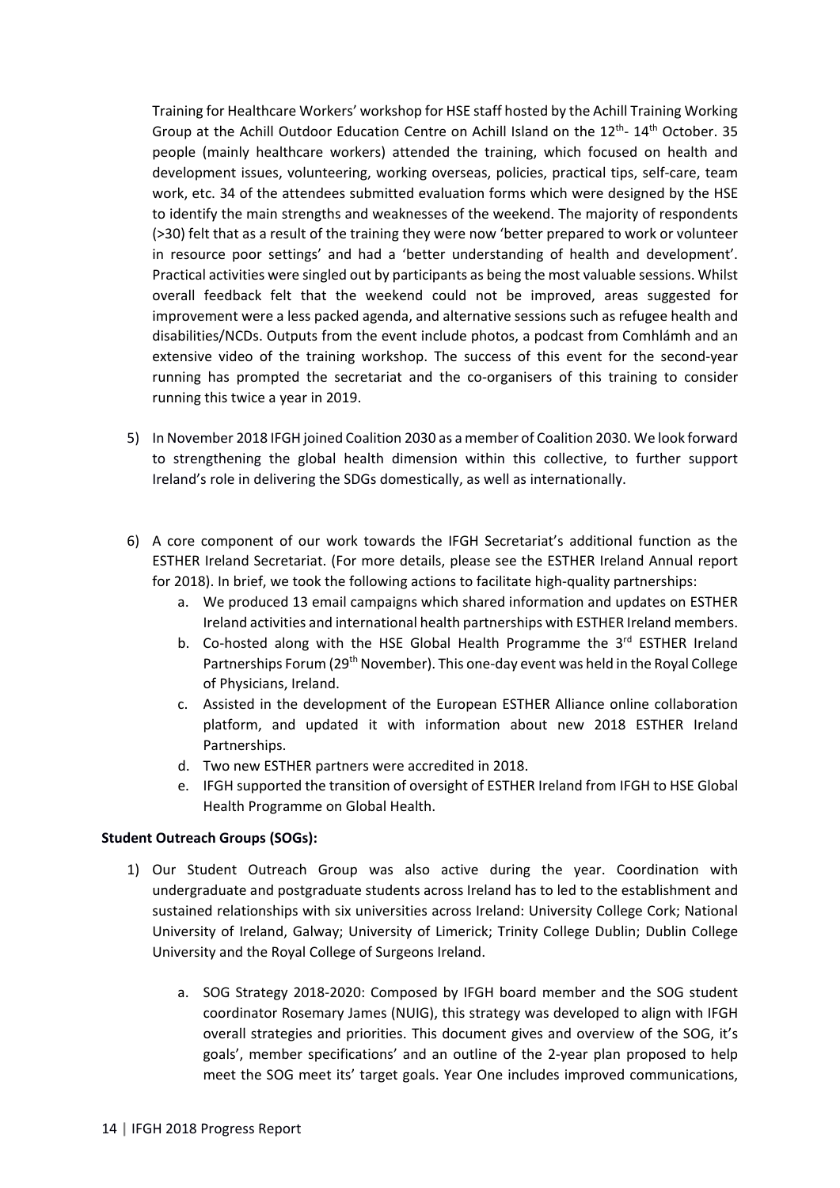Training for Healthcare Workers' workshop for HSE staff hosted by the Achill Training Working Group at the Achill Outdoor Education Centre on Achill Island on the 12th- 14th October. 35 people (mainly healthcare workers) attended the training, which focused on health and development issues, volunteering, working overseas, policies, practical tips, self-care, team work, etc. 34 of the attendees submitted evaluation forms which were designed by the HSE to identify the main strengths and weaknesses of the weekend. The majority of respondents (>30) felt that as a result of the training they were now 'better prepared to work or volunteer in resource poor settings' and had a 'better understanding of health and development'. Practical activities were singled out by participants as being the most valuable sessions. Whilst overall feedback felt that the weekend could not be improved, areas suggested for improvement were a less packed agenda, and alternative sessions such as refugee health and disabilities/NCDs. Outputs from the event include photos, a podcast from Comhlámh and an extensive video of the training workshop. The success of this event for the second-year running has prompted the secretariat and the co-organisers of this training to consider running this twice a year in 2019.

5) In November 2018 IFGH joined Coalition 2030 as a member of Coalition 2030. We look forward to strengthening the global health dimension within this collective, to further support Ireland's role in delivering the SDGs domestically, as well as internationally.

6) A core component of our work towards the IFGH Secretariat's additional function as the ESTHER Ireland Secretariat. (For more details, please see the ESTHER Ireland Annual report for 2018). In brief, we took the following actions to facilitate high-quality partnerships:
   a. We produced 13 email campaigns which shared information and updates on ESTHER Ireland activities and international health partnerships with ESTHER Ireland members.
   b. Co-hosted along with the HSE Global Health Programme the 3rd ESTHER Ireland Partnerships Forum (29th November). This one-day event was held in the Royal College of Physicians, Ireland.
   c. Assisted in the development of the European ESTHER Alliance online collaboration platform, and updated it with information about new 2018 ESTHER Ireland Partnerships.
   d. Two new ESTHER partners were accredited in 2018.
   e. IFGH supported the transition of oversight of ESTHER Ireland from IFGH to HSE Global Health Programme on Global Health.

**Student Outreach Groups (SOGs):**

1) Our Student Outreach Group was also active during the year. Coordination with undergraduate and postgraduate students across Ireland has to led to the establishment and sustained relationships with six universities across Ireland: University College Cork; National University of Ireland, Galway; University of Limerick; Trinity College Dublin; Dublin College University and the Royal College of Surgeons Ireland.

   a. SOG Strategy 2018-2020: Composed by IFGH board member and the SOG student coordinator Rosemary James (NUIG), this strategy was developed to align with IFGH overall strategies and priorities. This document gives and overview of the SOG, it's goals', member specifications' and an outline of the 2-year plan proposed to help meet the SOG meet its' target goals. Year One includes improved communications,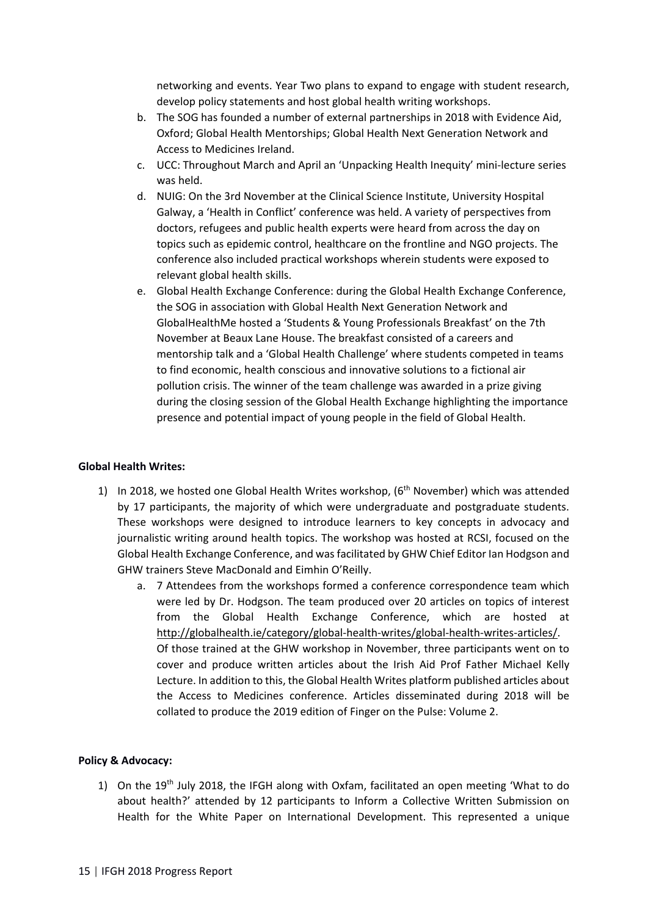networking and events. Year Two plans to expand to engage with student research, develop policy statements and host global health writing workshops.

b. The SOG has founded a number of external partnerships in 2018 with Evidence Aid, Oxford; Global Health Mentorships; Global Health Next Generation Network and Access to Medicines Ireland.

c. UCC: Throughout March and April an 'Unpacking Health Inequity' mini-lecture series was held.

d. NUIG: On the 3rd November at the Clinical Science Institute, University Hospital Galway, a 'Health in Conflict' conference was held. A variety of perspectives from doctors, refugees and public health experts were heard from across the day on topics such as epidemic control, healthcare on the frontline and NGO projects. The conference also included practical workshops wherein students were exposed to relevant global health skills.

e. Global Health Exchange Conference: during the Global Health Exchange Conference, the SOG in association with Global Health Next Generation Network and GlobalHealthMe hosted a 'Students & Young Professionals Breakfast' on the 7th November at Beaux Lane House. The breakfast consisted of a careers and mentorship talk and a 'Global Health Challenge' where students competed in teams to find economic, health conscious and innovative solutions to a fictional air pollution crisis. The winner of the team challenge was awarded in a prize giving during the closing session of the Global Health Exchange highlighting the importance presence and potential impact of young people in the field of Global Health.

**Global Health Writes:**

1) In 2018, we hosted one Global Health Writes workshop, (6th November) which was attended by 17 participants, the majority of which were undergraduate and postgraduate students. These workshops were designed to introduce learners to key concepts in advocacy and journalistic writing around health topics. The workshop was hosted at RCSI, focused on the Global Health Exchange Conference, and was facilitated by GHW Chief Editor Ian Hodgson and GHW trainers Steve MacDonald and Eimhin O'Reilly.

   a. 7 Attendees from the workshops formed a conference correspondence team which were led by Dr. Hodgson. The team produced over 20 articles on topics of interest from the Global Health Exchange Conference, which are hosted at http://globalhealth.ie/category/global-health-writes/global-health-writes-articles/. Of those trained at the GHW workshop in November, three participants went on to cover and produce written articles about the Irish Aid Prof Father Michael Kelly Lecture. In addition to this, the Global Health Writes platform published articles about the Access to Medicines conference. Articles disseminated during 2018 will be collated to produce the 2019 edition of Finger on the Pulse: Volume 2.

**Policy & Advocacy:**

1) On the 19th July 2018, the IFGH along with Oxfam, facilitated an open meeting 'What to do about health?' attended by 12 participants to Inform a Collective Written Submission on Health for the White Paper on International Development. This represented a unique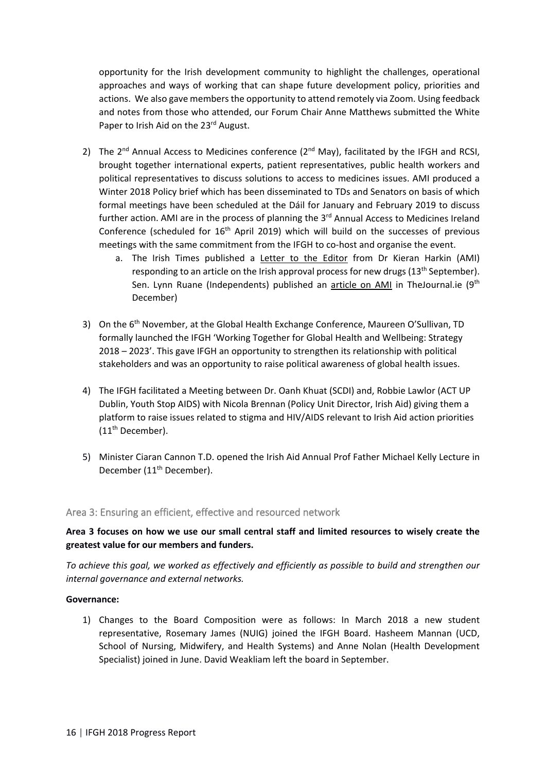opportunity for the Irish development community to highlight the challenges, operational approaches and ways of working that can shape future development policy, priorities and actions. We also gave members the opportunity to attend remotely via Zoom. Using feedback and notes from those who attended, our Forum Chair Anne Matthews submitted the White Paper to Irish Aid on the 23rd August.

2) The 2nd Annual Access to Medicines conference (2nd May), facilitated by the IFGH and RCSI, brought together international experts, patient representatives, public health workers and political representatives to discuss solutions to access to medicines issues. AMI produced a Winter 2018 Policy brief which has been disseminated to TDs and Senators on basis of which formal meetings have been scheduled at the Dáil for January and February 2019 to discuss further action. AMI are in the process of planning the 3rd Annual Access to Medicines Ireland Conference (scheduled for 16th April 2019) which will build on the successes of previous meetings with the same commitment from the IFGH to co-host and organise the event.
   a. The Irish Times published a Letter to the Editor from Dr Kieran Harkin (AMI) responding to an article on the Irish approval process for new drugs (13th September). Sen. Lynn Ruane (Independents) published an article on AMI in TheJournal.ie (9th December)

3) On the 6th November, at the Global Health Exchange Conference, Maureen O'Sullivan, TD formally launched the IFGH 'Working Together for Global Health and Wellbeing: Strategy 2018 – 2023'. This gave IFGH an opportunity to strengthen its relationship with political stakeholders and was an opportunity to raise political awareness of global health issues.

4) The IFGH facilitated a Meeting between Dr. Oanh Khuat (SCDI) and, Robbie Lawlor (ACT UP Dublin, Youth Stop AIDS) with Nicola Brennan (Policy Unit Director, Irish Aid) giving them a platform to raise issues related to stigma and HIV/AIDS relevant to Irish Aid action priorities (11th December).

5) Minister Ciaran Cannon T.D. opened the Irish Aid Annual Prof Father Michael Kelly Lecture in December (11th December).

## Area 3: Ensuring an efficient, effective and resourced network

**Area 3 focuses on how we use our small central staff and limited resources to wisely create the greatest value for our members and funders.**

*To achieve this goal, we worked as effectively and efficiently as possible to build and strengthen our internal governance and external networks.*

**Governance:**

1) Changes to the Board Composition were as follows: In March 2018 a new student representative, Rosemary James (NUIG) joined the IFGH Board. Hasheem Mannan (UCD, School of Nursing, Midwifery, and Health Systems) and Anne Nolan (Health Development Specialist) joined in June. David Weakliam left the board in September.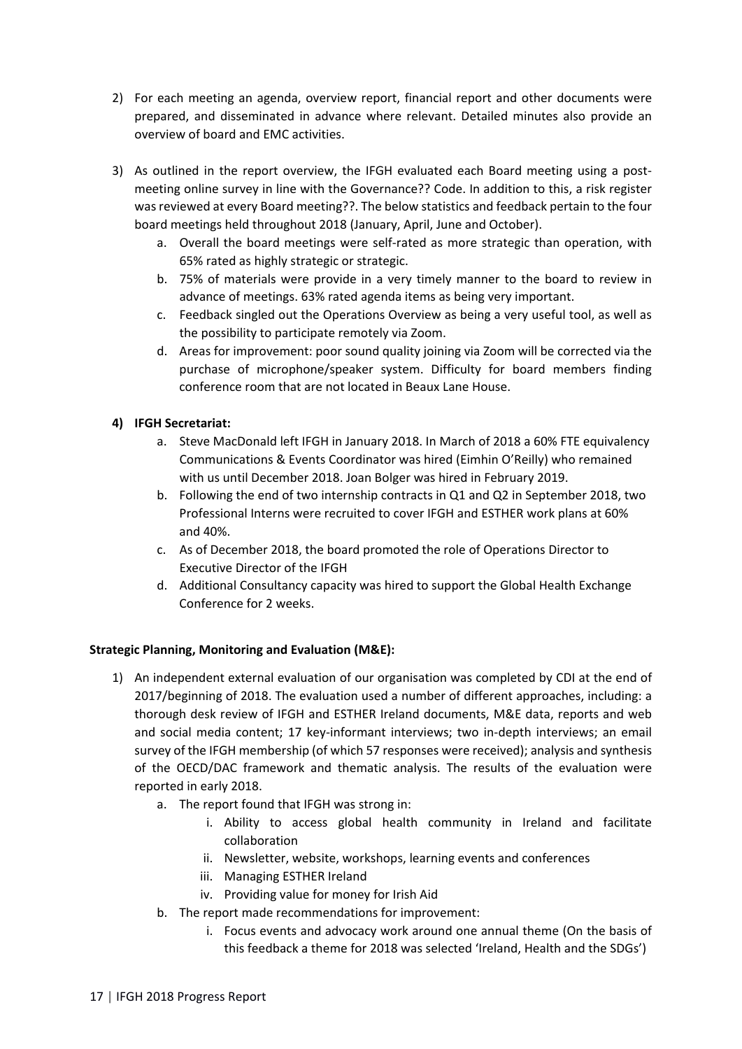2) For each meeting an agenda, overview report, financial report and other documents were prepared, and disseminated in advance where relevant. Detailed minutes also provide an overview of board and EMC activities.

3) As outlined in the report overview, the IFGH evaluated each Board meeting using a post-meeting online survey in line with the Governance?? Code. In addition to this, a risk register was reviewed at every Board meeting??. The below statistics and feedback pertain to the four board meetings held throughout 2018 (January, April, June and October).
   a. Overall the board meetings were self-rated as more strategic than operation, with 65% rated as highly strategic or strategic.
   b. 75% of materials were provide in a very timely manner to the board to review in advance of meetings. 63% rated agenda items as being very important.
   c. Feedback singled out the Operations Overview as being a very useful tool, as well as the possibility to participate remotely via Zoom.
   d. Areas for improvement: poor sound quality joining via Zoom will be corrected via the purchase of microphone/speaker system. Difficulty for board members finding conference room that are not located in Beaux Lane House.

4) **IFGH Secretariat:**
   a. Steve MacDonald left IFGH in January 2018. In March of 2018 a 60% FTE equivalency Communications & Events Coordinator was hired (Eimhin O'Reilly) who remained with us until December 2018. Joan Bolger was hired in February 2019.
   b. Following the end of two internship contracts in Q1 and Q2 in September 2018, two Professional Interns were recruited to cover IFGH and ESTHER work plans at 60% and 40%.
   c. As of December 2018, the board promoted the role of Operations Director to Executive Director of the IFGH
   d. Additional Consultancy capacity was hired to support the Global Health Exchange Conference for 2 weeks.

**Strategic Planning, Monitoring and Evaluation (M&E):**

1) An independent external evaluation of our organisation was completed by CDI at the end of 2017/beginning of 2018. The evaluation used a number of different approaches, including: a thorough desk review of IFGH and ESTHER Ireland documents, M&E data, reports and web and social media content; 17 key-informant interviews; two in-depth interviews; an email survey of the IFGH membership (of which 57 responses were received); analysis and synthesis of the OECD/DAC framework and thematic analysis. The results of the evaluation were reported in early 2018.
   a. The report found that IFGH was strong in:
      i. Ability to access global health community in Ireland and facilitate collaboration
      ii. Newsletter, website, workshops, learning events and conferences
      iii. Managing ESTHER Ireland
      iv. Providing value for money for Irish Aid
   b. The report made recommendations for improvement:
      i. Focus events and advocacy work around one annual theme (On the basis of this feedback a theme for 2018 was selected 'Ireland, Health and the SDGs')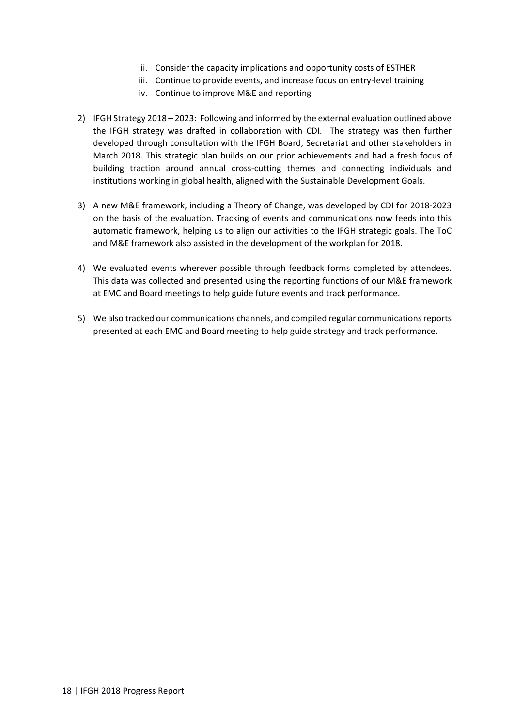ii. Consider the capacity implications and opportunity costs of ESTHER
   iii. Continue to provide events, and increase focus on entry-level training
   iv. Continue to improve M&E and reporting

2) IFGH Strategy 2018 – 2023: Following and informed by the external evaluation outlined above the IFGH strategy was drafted in collaboration with CDI. The strategy was then further developed through consultation with the IFGH Board, Secretariat and other stakeholders in March 2018. This strategic plan builds on our prior achievements and had a fresh focus of building traction around annual cross-cutting themes and connecting individuals and institutions working in global health, aligned with the Sustainable Development Goals.

3) A new M&E framework, including a Theory of Change, was developed by CDI for 2018-2023 on the basis of the evaluation. Tracking of events and communications now feeds into this automatic framework, helping us to align our activities to the IFGH strategic goals. The ToC and M&E framework also assisted in the development of the workplan for 2018.

4) We evaluated events wherever possible through feedback forms completed by attendees. This data was collected and presented using the reporting functions of our M&E framework at EMC and Board meetings to help guide future events and track performance.

5) We also tracked our communications channels, and compiled regular communications reports presented at each EMC and Board meeting to help guide strategy and track performance.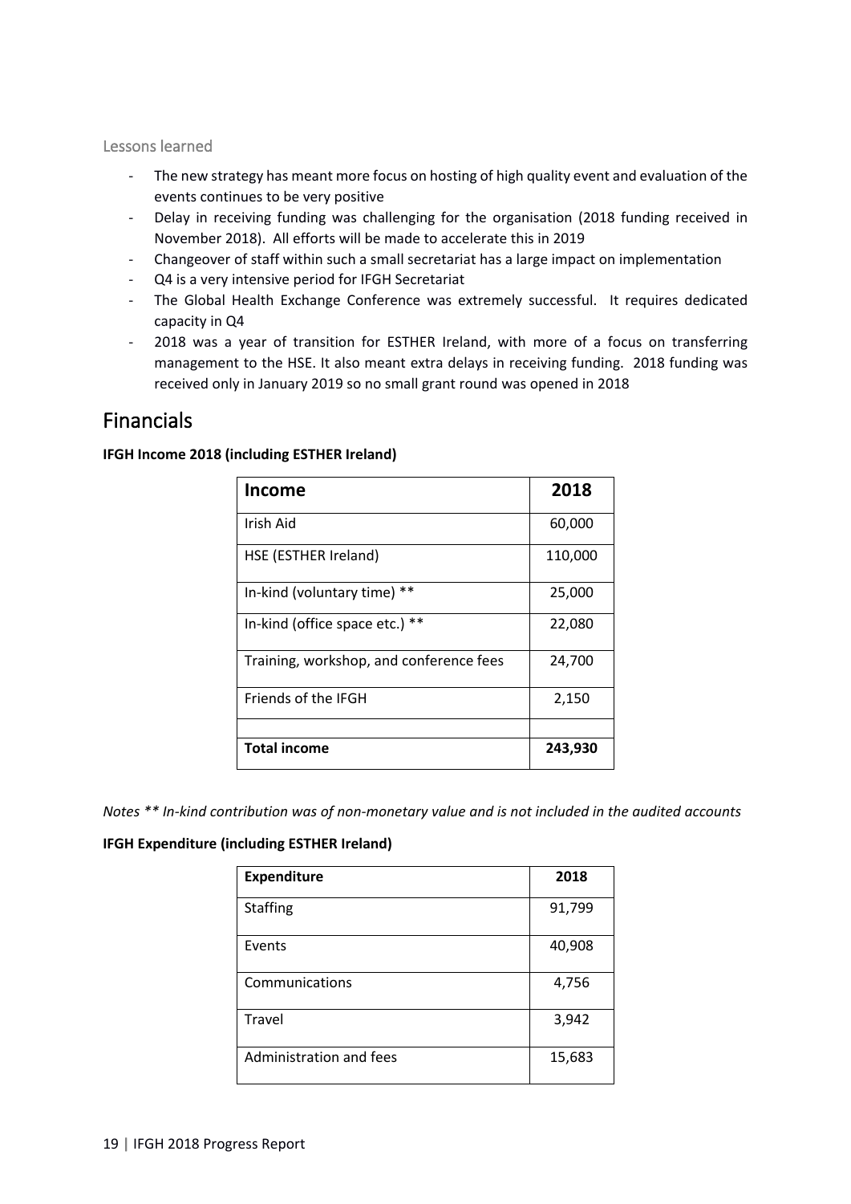### Lessons learned

- The new strategy has meant more focus on hosting of high quality event and evaluation of the events continues to be very positive
- Delay in receiving funding was challenging for the organisation (2018 funding received in November 2018). All efforts will be made to accelerate this in 2019
- Changeover of staff within such a small secretariat has a large impact on implementation
- Q4 is a very intensive period for IFGH Secretariat
- The Global Health Exchange Conference was extremely successful. It requires dedicated capacity in Q4
- 2018 was a year of transition for ESTHER Ireland, with more of a focus on transferring management to the HSE. It also meant extra delays in receiving funding. 2018 funding was received only in January 2019 so no small grant round was opened in 2018

# Financials

**IFGH Income 2018 (including ESTHER Ireland)**

| **Income** | **2018** |
|---|---|
| Irish Aid | 60,000 |
| HSE (ESTHER Ireland) | 110,000 |
| In-kind (voluntary time) ** | 25,000 |
| In-kind (office space etc.) ** | 22,080 |
| Training, workshop, and conference fees | 24,700 |
| Friends of the IFGH | 2,150 |
| | |
| **Total income** | **243,930** |

*Notes ** In-kind contribution was of non-monetary value and is not included in the audited accounts*

**IFGH Expenditure (including ESTHER Ireland)**

| **Expenditure** | **2018** |
|---|---|
| Staffing | 91,799 |
| Events | 40,908 |
| Communications | 4,756 |
| Travel | 3,942 |
| Administration and fees | 15,683 |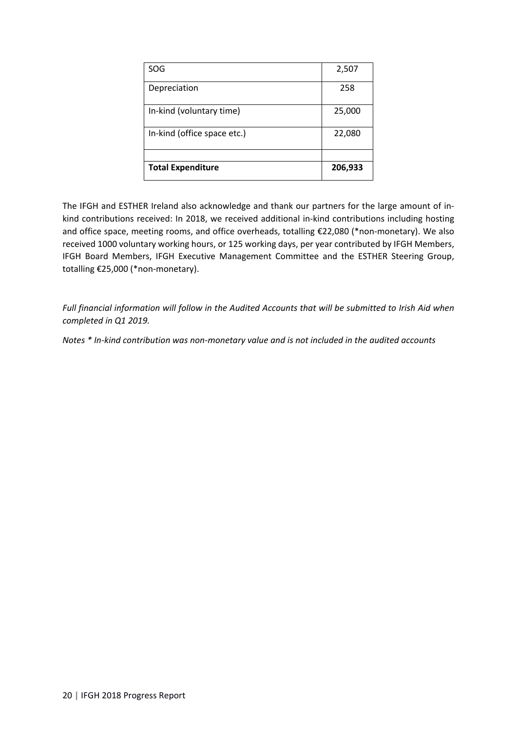| SOG | 2,507 |
| --- | --- |
| Depreciation | 258 |
| In-kind (voluntary time) | 25,000 |
| In-kind (office space etc.) | 22,080 |
| | |
| **Total Expenditure** | **206,933** |

The IFGH and ESTHER Ireland also acknowledge and thank our partners for the large amount of in-kind contributions received: In 2018, we received additional in-kind contributions including hosting and office space, meeting rooms, and office overheads, totalling €22,080 (*non-monetary). We also received 1000 voluntary working hours, or 125 working days, per year contributed by IFGH Members, IFGH Board Members, IFGH Executive Management Committee and the ESTHER Steering Group, totalling €25,000 (*non-monetary).

*Full financial information will follow in the Audited Accounts that will be submitted to Irish Aid when completed in Q1 2019.*

*Notes * In-kind contribution was non-monetary value and is not included in the audited accounts*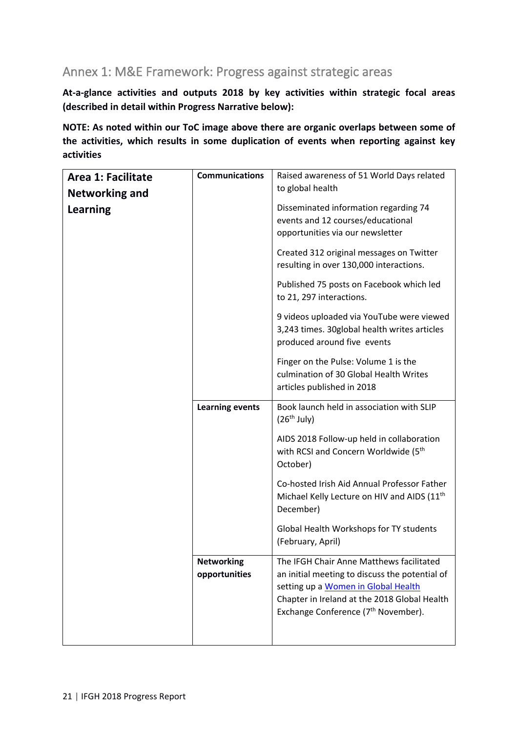## Annex 1: M&E Framework: Progress against strategic areas

**At-a-glance activities and outputs 2018 by key activities within strategic focal areas (described in detail within Progress Narrative below):**

**NOTE: As noted within our ToC image above there are organic overlaps between some of the activities, which results in some duplication of events when reporting against key activities**

| | | |
|---|---|---|
| **Area 1: Facilitate Networking and Learning** | **Communications** | Raised awareness of 51 World Days related to global health<br><br>Disseminated information regarding 74 events and 12 courses/educational opportunities via our newsletter<br><br>Created 312 original messages on Twitter resulting in over 130,000 interactions.<br><br>Published 75 posts on Facebook which led to 21, 297 interactions.<br><br>9 videos uploaded via YouTube were viewed 3,243 times. 30global health writes articles produced around five events<br><br>Finger on the Pulse: Volume 1 is the culmination of 30 Global Health Writes articles published in 2018 |
| | **Learning events** | Book launch held in association with SLIP (26th July)<br><br>AIDS 2018 Follow-up held in collaboration with RCSI and Concern Worldwide (5th October)<br><br>Co-hosted Irish Aid Annual Professor Father Michael Kelly Lecture on HIV and AIDS (11th December)<br><br>Global Health Workshops for TY students (February, April) |
| | **Networking opportunities** | The IFGH Chair Anne Matthews facilitated an initial meeting to discuss the potential of setting up a Women in Global Health Chapter in Ireland at the 2018 Global Health Exchange Conference (7th November). |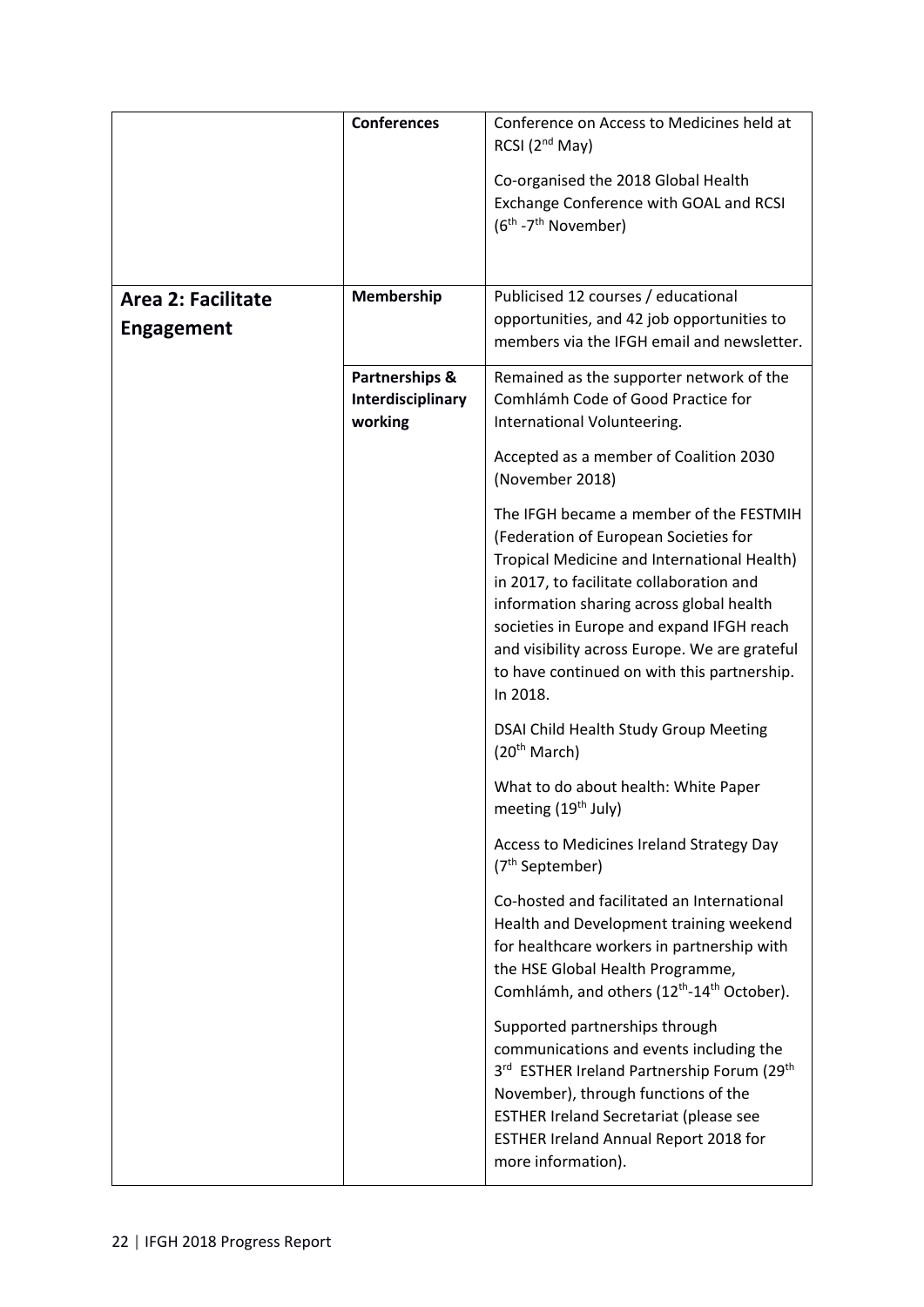| | | |
|---|---|---|
| | **Conferences** | Conference on Access to Medicines held at RCSI (2nd May)<br><br>Co-organised the 2018 Global Health Exchange Conference with GOAL and RCSI (6th -7th November) |
| **Area 2: Facilitate Engagement** | **Membership** | Publicised 12 courses / educational opportunities, and 42 job opportunities to members via the IFGH email and newsletter. |
| | **Partnerships & Interdisciplinary working** | Remained as the supporter network of the Comhlámh Code of Good Practice for International Volunteering.<br><br>Accepted as a member of Coalition 2030 (November 2018)<br><br>The IFGH became a member of the FESTMIH (Federation of European Societies for Tropical Medicine and International Health) in 2017, to facilitate collaboration and information sharing across global health societies in Europe and expand IFGH reach and visibility across Europe. We are grateful to have continued on with this partnership. In 2018.<br><br>DSAI Child Health Study Group Meeting (20th March)<br><br>What to do about health: White Paper meeting (19th July)<br><br>Access to Medicines Ireland Strategy Day (7th September)<br><br>Co-hosted and facilitated an International Health and Development training weekend for healthcare workers in partnership with the HSE Global Health Programme, Comhlámh, and others (12th-14th October).<br><br>Supported partnerships through communications and events including the 3rd ESTHER Ireland Partnership Forum (29th November), through functions of the ESTHER Ireland Secretariat (please see ESTHER Ireland Annual Report 2018 for more information). |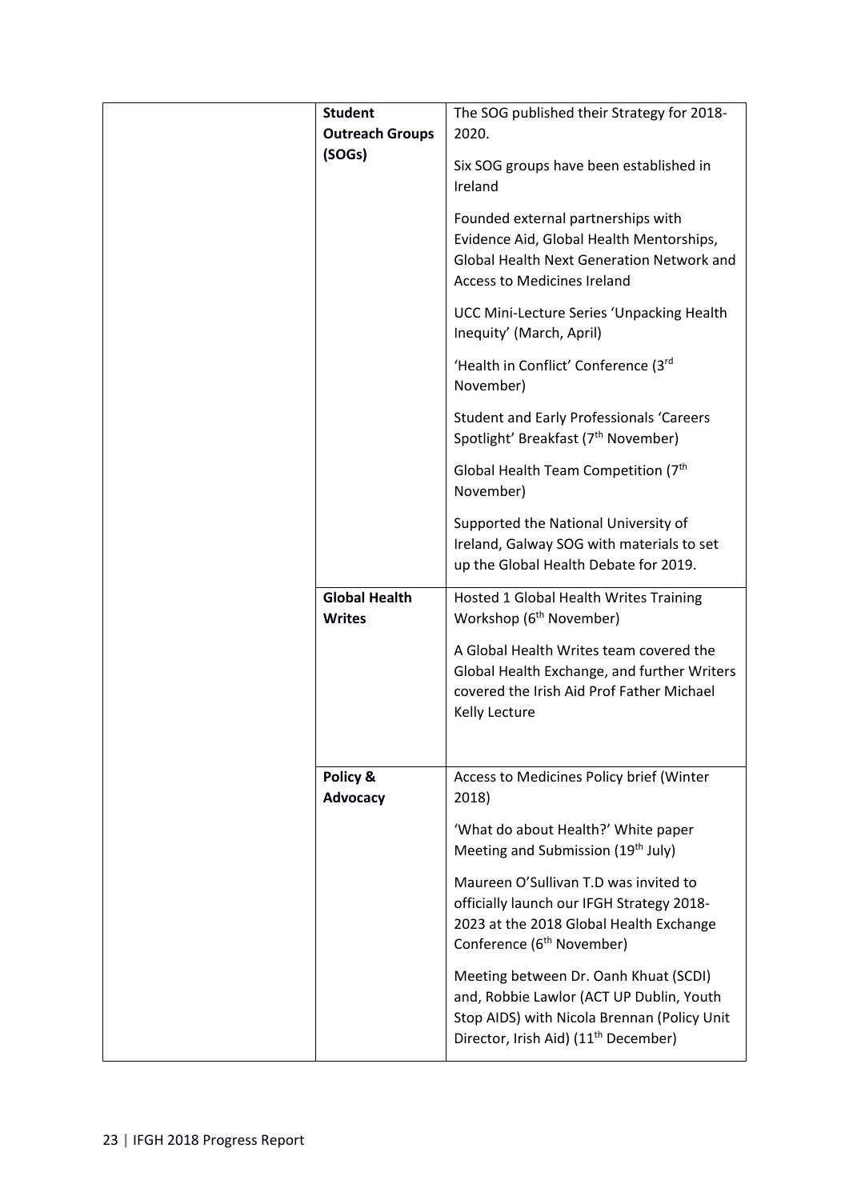| | | |
|---|---|---|
| | **Student Outreach Groups (SOGs)** | The SOG published their Strategy for 2018-2020. |
| | | Six SOG groups have been established in Ireland |
| | | Founded external partnerships with Evidence Aid, Global Health Mentorships, Global Health Next Generation Network and Access to Medicines Ireland |
| | | UCC Mini-Lecture Series 'Unpacking Health Inequity' (March, April) |
| | | 'Health in Conflict' Conference (3rd November) |
| | | Student and Early Professionals 'Careers Spotlight' Breakfast (7th November) |
| | | Global Health Team Competition (7th November) |
| | | Supported the National University of Ireland, Galway SOG with materials to set up the Global Health Debate for 2019. |
| | **Global Health Writes** | Hosted 1 Global Health Writes Training Workshop (6th November) |
| | | A Global Health Writes team covered the Global Health Exchange, and further Writers covered the Irish Aid Prof Father Michael Kelly Lecture |
| | **Policy & Advocacy** | Access to Medicines Policy brief (Winter 2018) |
| | | 'What do about Health?' White paper Meeting and Submission (19th July) |
| | | Maureen O'Sullivan T.D was invited to officially launch our IFGH Strategy 2018-2023 at the 2018 Global Health Exchange Conference (6th November) |
| | | Meeting between Dr. Oanh Khuat (SCDI) and, Robbie Lawlor (ACT UP Dublin, Youth Stop AIDS) with Nicola Brennan (Policy Unit Director, Irish Aid) (11th December) |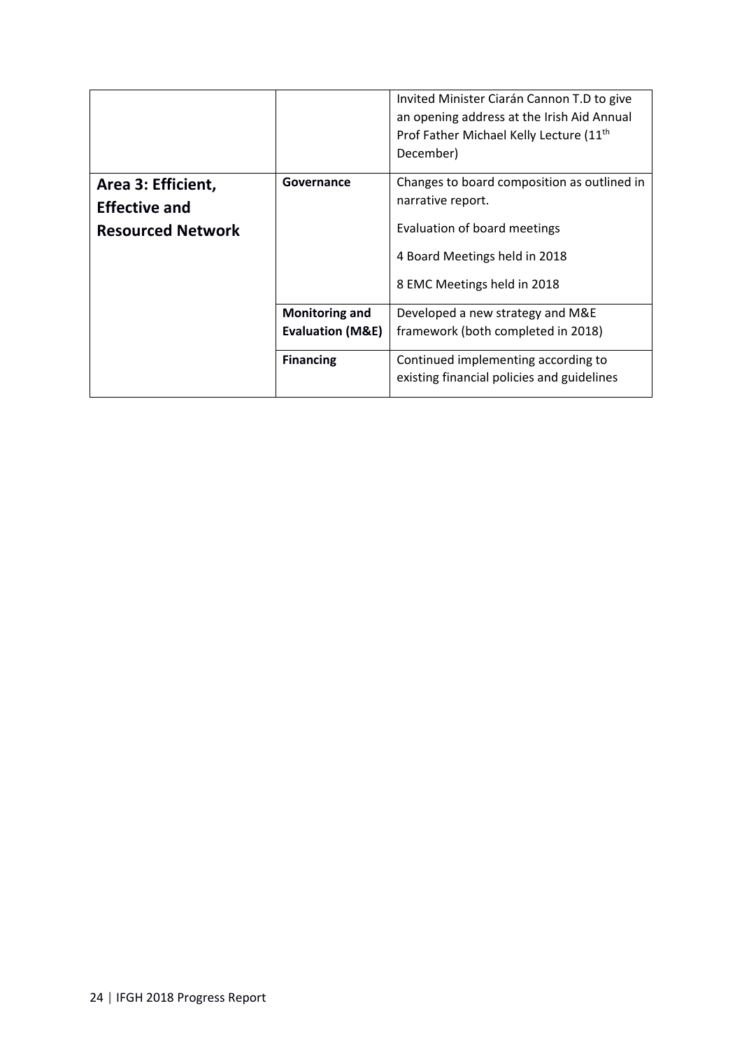| | | |
|---|---|---|
| | | Invited Minister Ciarán Cannon T.D to give an opening address at the Irish Aid Annual Prof Father Michael Kelly Lecture (11th December) |
| **Area 3: Efficient, Effective and Resourced Network** | **Governance** | Changes to board composition as outlined in narrative report.<br>Evaluation of board meetings<br>4 Board Meetings held in 2018<br>8 EMC Meetings held in 2018 |
| | **Monitoring and Evaluation (M&E)** | Developed a new strategy and M&E framework (both completed in 2018) |
| | **Financing** | Continued implementing according to existing financial policies and guidelines |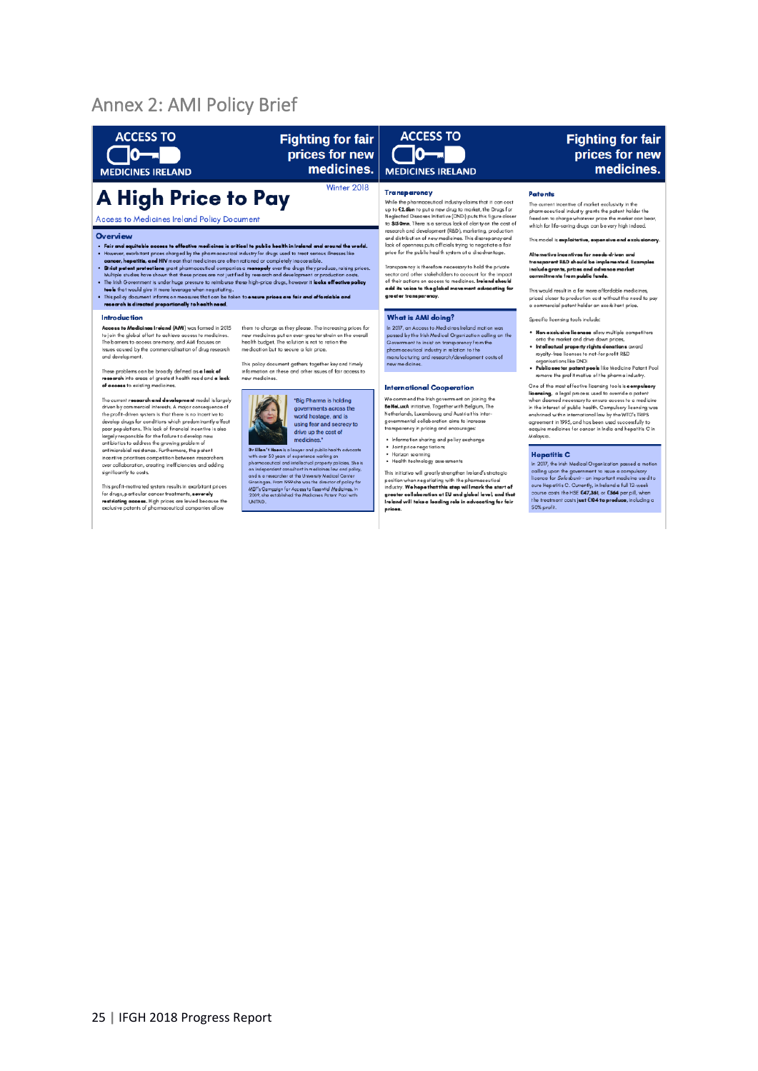# Annex 2: AMI Policy Brief

ACCESS TO MEDICINES IRELAND

**Fighting for fair prices for new medicines.**

# A High Price to Pay

Winter 2018

Access to Medicines Ireland Policy Document

## Overview

- **Fair and equitable access to effective medicines is critical to public health in Ireland and around the world.**
- However, exorbitant prices charged by the pharmaceutical industry for drugs used to treat serious illnesses like **cancer, hepatitis, and HIV** mean that medicines are often rationed or completely inaccessible.
- **Strict patent protections** grant pharmaceutical companies a **monopoly** over the drugs they produce, raising prices. Multiple studies have shown that these prices are not justified by research and development or production costs.
- The Irish Government is under huge pressure to reimburse these high-price drugs, however it **lacks effective policy tools** that would give it more leverage when negotiating.
- This policy document informs on measures that can be taken to **ensure prices are fair and affordable and research is directed proportionally to health need.**

### Introduction

**Access to Medicines Ireland (AMI)** was formed in 2015 to join the global effort to achieve access to medicines. The barriers to access are many, and AMI focuses on issues caused by the commercialisation of drug research and development.

These problems can be broadly defined as **a lack of research** into areas of greatest health need and **a lack of access** to existing medicines.

The current **research and development** model is largely driven by commercial interests. A major consequence of the profit-driven system is that there is no incentive to develop drugs for conditions which predominantly affect poor populations. This lack of financial incentive is also largely responsible for the failure to develop new antibiotics to address the growing problem of antimicrobial resistance. Furthermore, the patent incentive prioritises competition between researchers over collaboration, creating inefficiencies and adding significantly to costs.

This profit-motivated system results in exorbitant prices for drugs, particular cancer treatments, **severely restricting access.** High prices are levied because the exclusive patents of pharmaceutical companies allow them to charge as they please. The increasing prices for new medicines put an ever-greater strain on the overall health budget. The solution is not to ration the medication but to secure a fair price.

This policy document gathers together key and timely information on these and other issues of fair access to new medicines.

"Big Pharma is holding governments across the world hostage, and is using fear and secrecy to drive up the cost of medicines."

**Dr Ellen 't Hoen** is a lawyer and public health advocate with over 30 years of experience working on pharmaceutical and intellectual property policies. She is an independent consultant in medicines law and policy, and is a researcher at the University Medical Center Groningen. From 1999 she was the director of policy for MSF's Campaign for Access to Essential Medicines. In 2009, she established the Medicines Patent Pool with UNITAID.

### Transparency

While the pharmaceutical industry claims that it can cost up to **€2.6bn** to put a new drug to market, the Drugs for Neglected Diseases initiative (DNDi) puts this figure closer to **$150mn**. There is a serious lack of clarity on the cost of research and development (R&D), marketing, production and distribution of new medicines. This discrepancy and lack of openness puts officials trying to negotiate a fair price for the public health system at a disadvantage.

Transparency is therefore necessary to hold the private sector and other stakeholders to account for the impact of their actions on access to medicines. **Ireland should add its voice to the global movement advocating for greater transparency.**

### What is AMI doing?

In 2017, an Access to Medicines Ireland motion was passed by the Irish Medical Organisation calling on the Government to insist on transparency from the pharmaceutical industry in relation to the manufacturing and research/development costs of new medicines.

### International Cooperation

We commend the Irish government on joining the **BeNeLuxA** initiative. Together with Belgium, The Netherlands, Luxembourg and Austria this inter-governmental collaboration aims to increase transparency in pricing and encourages:

- Information sharing and policy exchange
- Joint price negotiations
- Horizon scanning
- Health technology assessments

This initiative will greatly strengthen Ireland's strategic position when negotiating with the pharmaceutical industry. **We hope that this step will mark the start of greater collaboration at EU and global level, and that Ireland will take a leading role in advocating for fair prices.**

### Patents

The current incentive of market exclusivity in the pharmaceutical industry grants the patent holder the freedom to charge whatever price the market can bear, which for life-saving drugs can be very high indeed.

This model is **exploitative, expensive and exclusionary.**

**Alternative incentives for needs-driven and transparent R&D should be implemented. Examples include grants, prizes and advance market commitments from public funds.**

This would result in a far more affordable medicines, priced closer to production cost without the need to pay a commercial patent holder an exorbitant price.

Specific licensing tools include:

- **Non-exclusive licenses** allow multiple competitors onto the market and drive down prices.
- **Intellectual property rights donations** award royalty-free licenses to not-for profit R&D organisations like DNDi
- **Public sector patent pools** like Medicine Patent Pool remove the profit motive of the pharma industry.

One of the most effective licensing tools is **compulsory licensing**, a legal process used to override a patent when deemed necessary to ensure access to a medicine in the interest of public health. Compulsory licensing was enshrined within international law by the WTO's TRIPS agreement in 1995, and has been used successfully to acquire medicines for cancer in India and hepatitis C in Malaysia.

### Hepatitis C

In 2017, the Irish Medical Organization passed a motion calling upon the government to issue a compulsory licence for *Sofosbuvir* - an important medicine used to cure Hepatitis C. Currently, in Ireland a full 12-week course costs the HSE **€47,361**, or **€564** per pill, when the treatment costs **just €104 to produce**, including a 50% profit.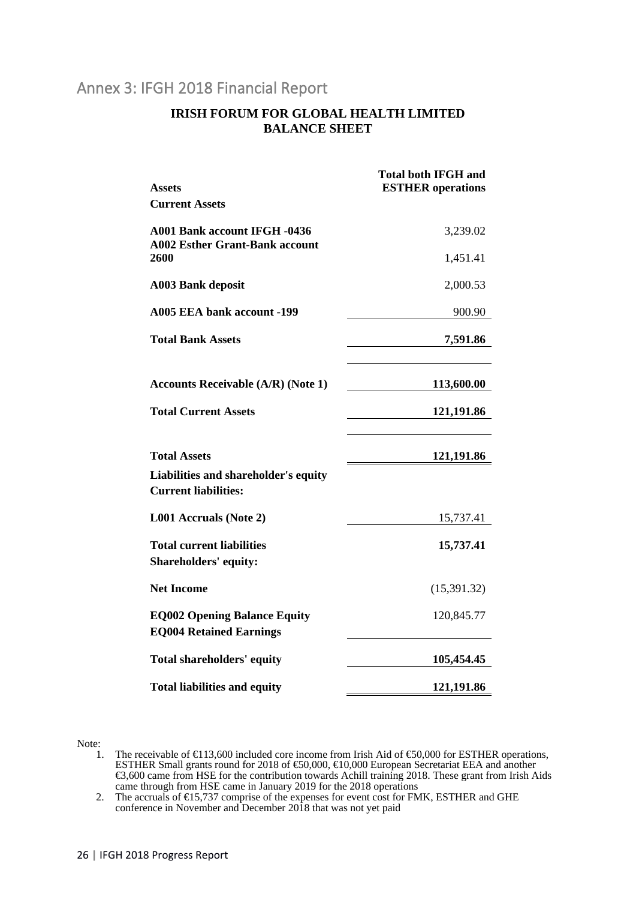## Annex 3: IFGH 2018 Financial Report

**IRISH FORUM FOR GLOBAL HEALTH LIMITED**
**BALANCE SHEET**

| | Total both IFGH and ESTHER operations |
|---|---|
| **Assets** | |
| **Current Assets** | |
| **A001 Bank account IFGH -0436** | 3,239.02 |
| **A002 Esther Grant-Bank account 2600** | 1,451.41 |
| **A003 Bank deposit** | 2,000.53 |
| **A005 EEA bank account -199** | 900.90 |
| **Total Bank Assets** | **7,591.86** |
| **Accounts Receivable (A/R) (Note 1)** | **113,600.00** |
| **Total Current Assets** | **121,191.86** |
| **Total Assets** | **121,191.86** |
| **Liabilities and shareholder's equity** | |
| **Current liabilities:** | |
| **L001 Accruals (Note 2)** | 15,737.41 |
| **Total current liabilities** | **15,737.41** |
| **Shareholders' equity:** | |
| **Net Income** | (15,391.32) |
| **EQ002 Opening Balance Equity** | 120,845.77 |
| **EQ004 Retained Earnings** | |
| **Total shareholders' equity** | **105,454.45** |
| **Total liabilities and equity** | **121,191.86** |

Note:

1. The receivable of €113,600 included core income from Irish Aid of €50,000 for ESTHER operations, ESTHER Small grants round for 2018 of €50,000, €10,000 European Secretariat EEA and another €3,600 came from HSE for the contribution towards Achill training 2018. These grant from Irish Aids came through from HSE came in January 2019 for the 2018 operations
2. The accruals of €15,737 comprise of the expenses for event cost for FMK, ESTHER and GHE conference in November and December 2018 that was not yet paid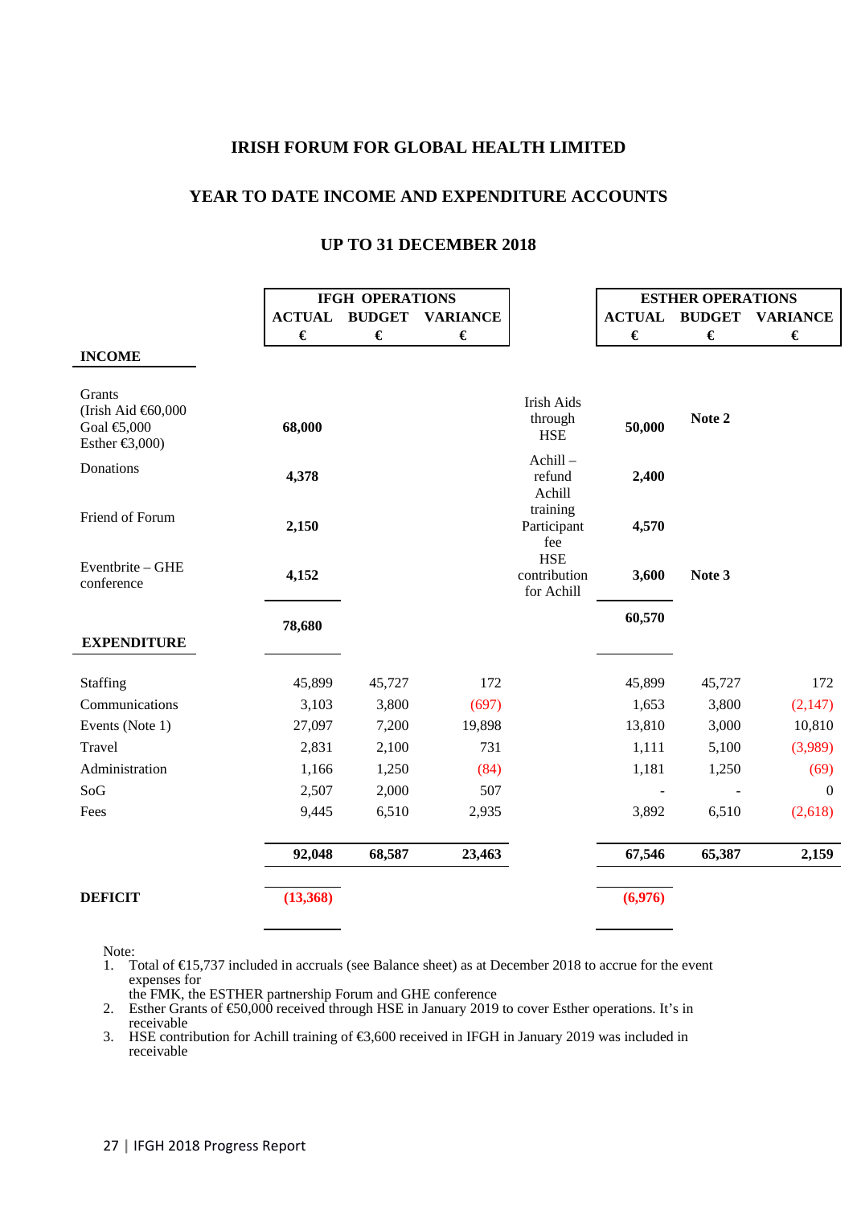# IRISH FORUM FOR GLOBAL HEALTH LIMITED

## YEAR TO DATE INCOME AND EXPENDITURE ACCOUNTS

### UP TO 31 DECEMBER 2018

| | IFGH OPERATIONS | | | | ESTHER OPERATIONS | | |
|---|---|---|---|---|---|---|---|
| | ACTUAL € | BUDGET € | VARIANCE € | | ACTUAL € | BUDGET € | VARIANCE € |
| **INCOME** | | | | | | | |
| Grants (Irish Aid €60,000 Goal €5,000 Esther €3,000) | **68,000** | | | Irish Aids through HSE | **50,000** | **Note 2** | |
| Donations | **4,378** | | | Achill – refund Achill training | **2,400** | | |
| Friend of Forum | **2,150** | | | Participant fee | **4,570** | | |
| Eventbrite – GHE conference | **4,152** | | | HSE contribution for Achill | **3,600** | **Note 3** | |
| | **78,680** | | | | **60,570** | | |
| **EXPENDITURE** | | | | | | | |
| Staffing | 45,899 | 45,727 | 172 | | 45,899 | 45,727 | 172 |
| Communications | 3,103 | 3,800 | (697) | | 1,653 | 3,800 | (2,147) |
| Events (Note 1) | 27,097 | 7,200 | 19,898 | | 13,810 | 3,000 | 10,810 |
| Travel | 2,831 | 2,100 | 731 | | 1,111 | 5,100 | (3,989) |
| Administration | 1,166 | 1,250 | (84) | | 1,181 | 1,250 | (69) |
| SoG | 2,507 | 2,000 | 507 | | - | - | 0 |
| Fees | 9,445 | 6,510 | 2,935 | | 3,892 | 6,510 | (2,618) |
| | **92,048** | **68,587** | **23,463** | | **67,546** | **65,387** | **2,159** |
| **DEFICIT** | **(13,368)** | | | | **(6,976)** | | |

Note:

1. Total of €15,737 included in accruals (see Balance sheet) as at December 2018 to accrue for the event expenses for the FMK, the ESTHER partnership Forum and GHE conference
2. Esther Grants of €50,000 received through HSE in January 2019 to cover Esther operations. It's in receivable
3. HSE contribution for Achill training of €3,600 received in IFGH in January 2019 was included in receivable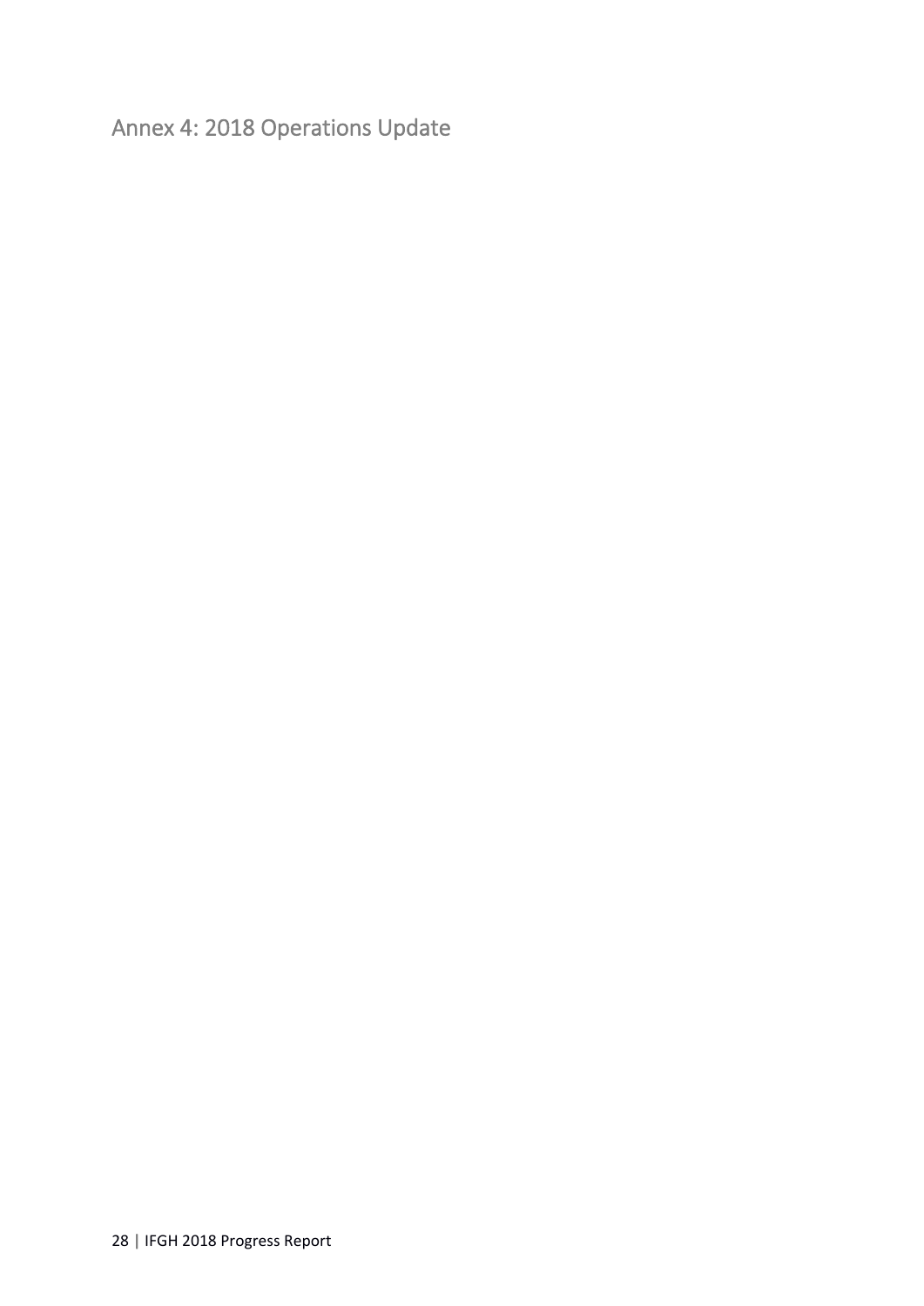# Annex 4: 2018 Operations Update